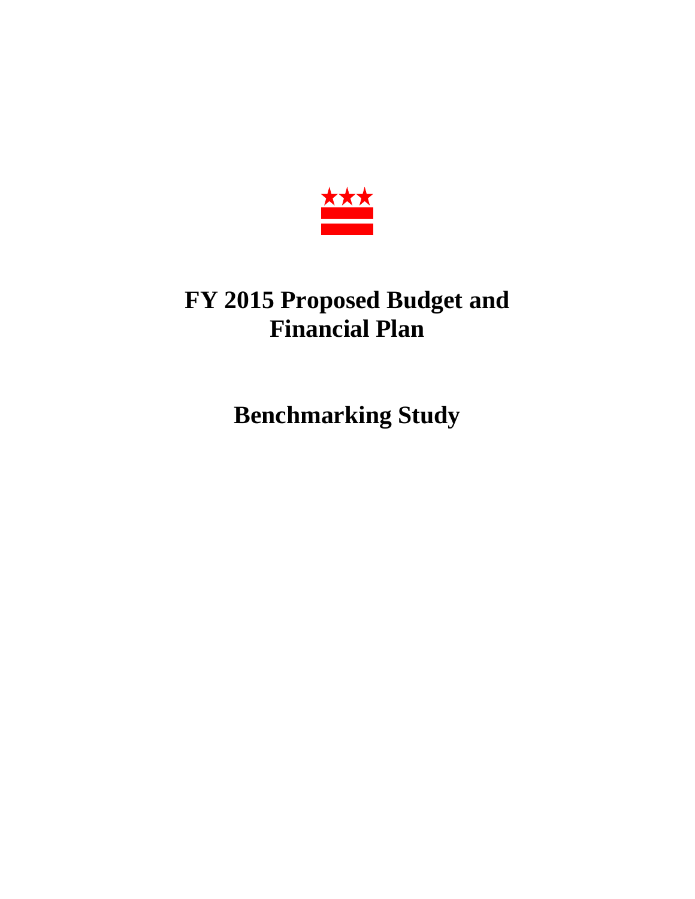# FY 2015 Proposed Budget and Financial Plan

# Benchmarking Study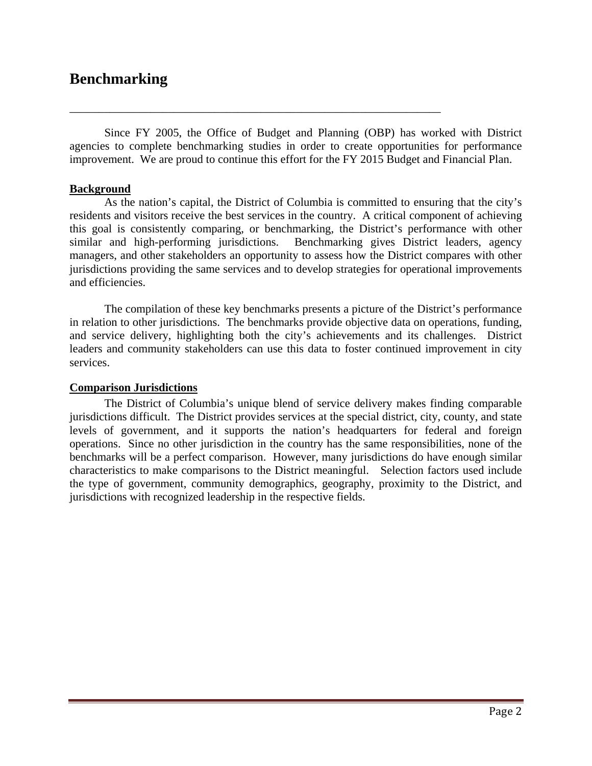# Benchmarking

Since FY 2005, the Office of Budget and Planning (OBP) has worked with District agencies to complete benchmarking studies in order to create opportunities for performance improvement. We are proud to continue this effort for the FY 2015 Budget and Financial Plan.

**Background**

As the nation's capital, the District of Columbia is committed to ensuring that the city's residents and visitors receive the best services in the country. A critical component of achieving this goal is consistently comparing, or benchmarking, the District's performance with other similar and high-performing jurisdictions. Benchmarking gives District leaders, agency managers, and other stakeholders an opportunity to assess how the District compares with other jurisdictions providing the same services and to develop strategies for operational improvements and efficiencies.

The compilation of these key benchmarks presents a picture of the District's performance in relation to other jurisdictions. The benchmarks provide objective data on operations, funding, and service delivery, highlighting both the city's achievements and its challenges. District leaders and community stakeholders can use this data to foster continued improvement in city services.

**Comparison Jurisdictions**

The District of Columbia's unique blend of service delivery makes finding comparable jurisdictions difficult. The District provides services at the special district, city, county, and state levels of government, and it supports the nation's headquarters for federal and foreign operations. Since no other jurisdiction in the country has the same responsibilities, none of the benchmarks will be a perfect comparison. However, many jurisdictions do have enough similar characteristics to make comparisons to the District meaningful. Selection factors used include the type of government, community demographics, geography, proximity to the District, and jurisdictions with recognized leadership in the respective fields.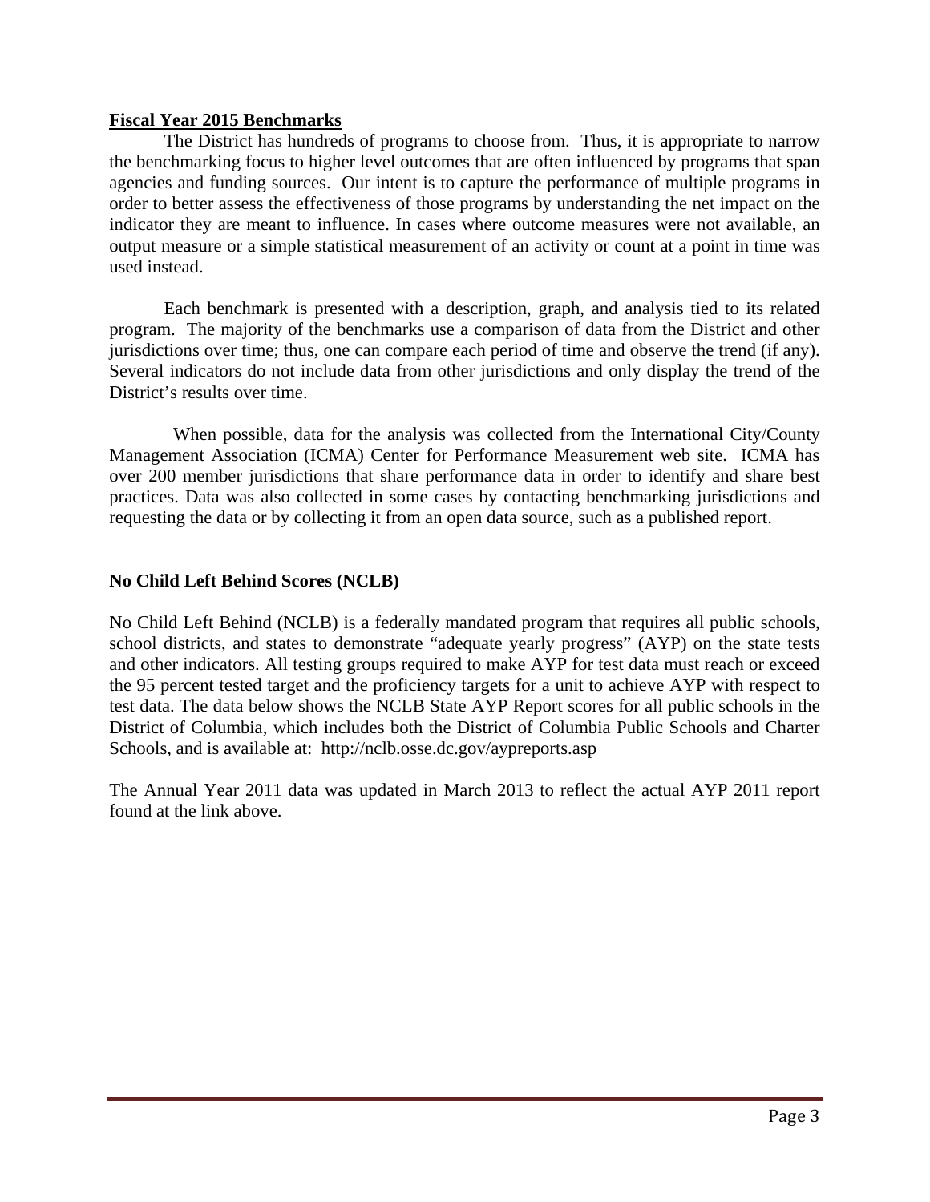## Fiscal Year 2015 Benchmarks

The District has hundreds of programs to choose from. Thus, it is appropriate to narrow the benchmarking focus to higher level outcomes that are often influenced by programs that span agencies and funding sources. Our intent is to capture the performance of multiple programs in order to better assess the effectiveness of those programs by understanding the net impact on the indicator they are meant to influence. In cases where outcome measures were not available, an output measure or a simple statistical measurement of an activity or count at a point in time was used instead.

Each benchmark is presented with a description, graph, and analysis tied to its related program. The majority of the benchmarks use a comparison of data from the District and other jurisdictions over time; thus, one can compare each period of time and observe the trend (if any). Several indicators do not include data from other jurisdictions and only display the trend of the District's results over time.

When possible, data for the analysis was collected from the International City/County Management Association (ICMA) Center for Performance Measurement web site. ICMA has over 200 member jurisdictions that share performance data in order to identify and share best practices. Data was also collected in some cases by contacting benchmarking jurisdictions and requesting the data or by collecting it from an open data source, such as a published report.

### No Child Left Behind Scores (NCLB)

No Child Left Behind (NCLB) is a federally mandated program that requires all public schools, school districts, and states to demonstrate "adequate yearly progress" (AYP) on the state tests and other indicators. All testing groups required to make AYP for test data must reach or exceed the 95 percent tested target and the proficiency targets for a unit to achieve AYP with respect to test data. The data below shows the NCLB State AYP Report scores for all public schools in the District of Columbia, which includes both the District of Columbia Public Schools and Charter Schools, and is available at: http://nclb.osse.dc.gov/aypreports.asp

The Annual Year 2011 data was updated in March 2013 to reflect the actual AYP 2011 report found at the link above.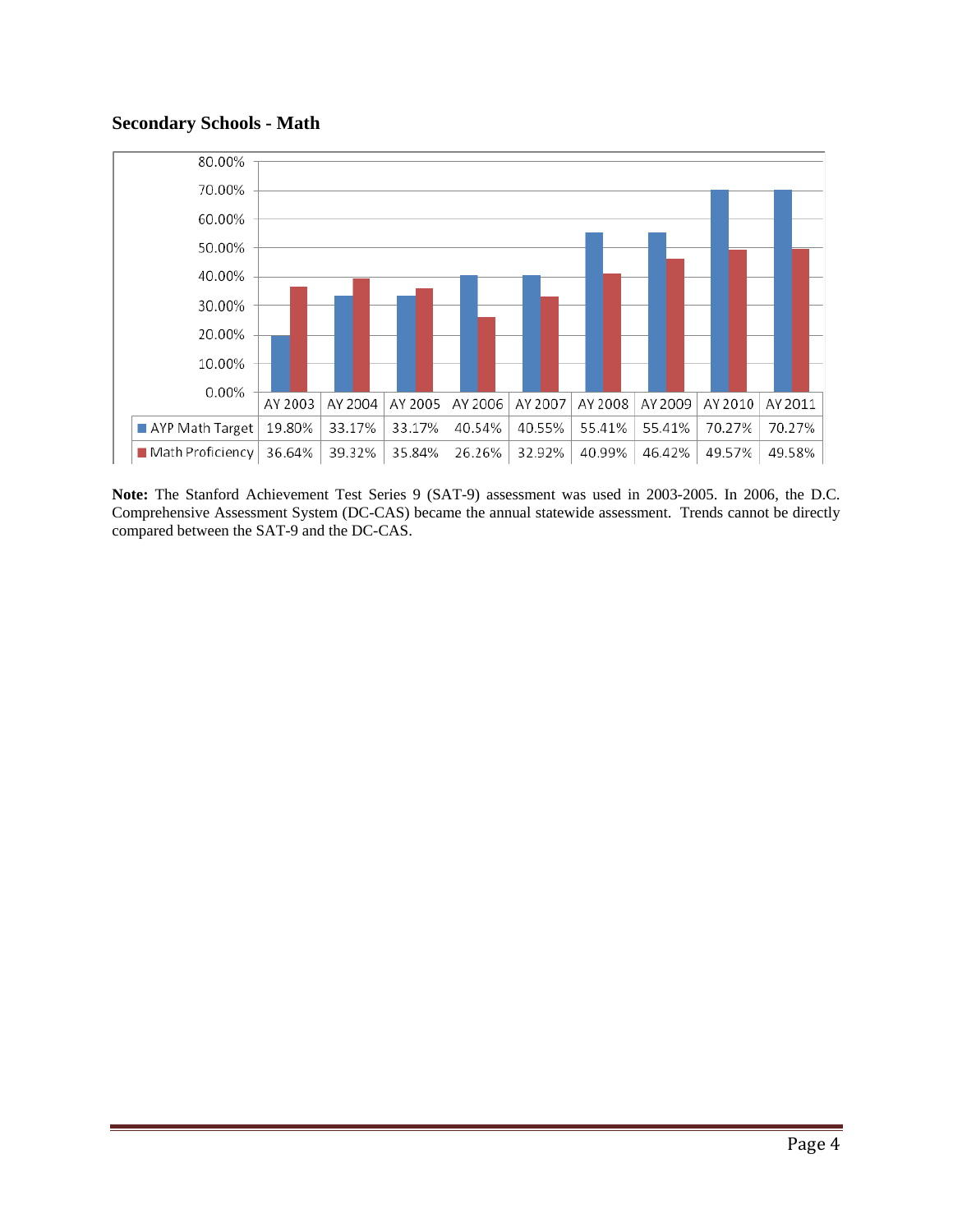## Secondary Schools - Math

| | AY 2003 | AY 2004 | AY 2005 | AY 2006 | AY 2007 | AY 2008 | AY 2009 | AY 2010 | AY 2011 |
|---|---|---|---|---|---|---|---|---|---|
| AYP Math Target | 19.80% | 33.17% | 33.17% | 40.54% | 40.55% | 55.41% | 55.41% | 70.27% | 70.27% |
| Math Proficiency | 36.64% | 39.32% | 35.84% | 26.26% | 32.92% | 40.99% | 46.42% | 49.57% | 49.58% |

**Note:** The Stanford Achievement Test Series 9 (SAT-9) assessment was used in 2003-2005. In 2006, the D.C. Comprehensive Assessment System (DC-CAS) became the annual statewide assessment. Trends cannot be directly compared between the SAT-9 and the DC-CAS.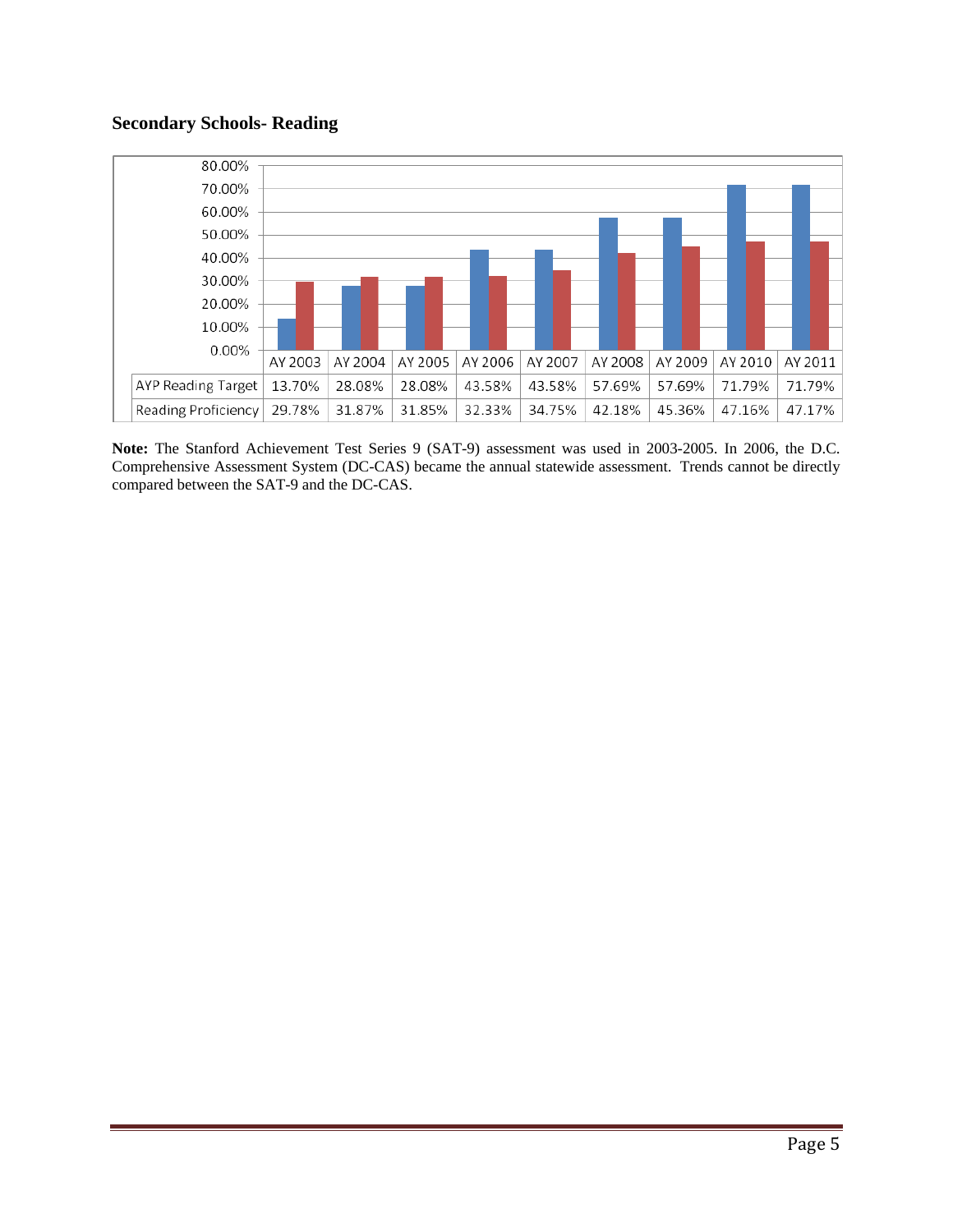## Secondary Schools- Reading

| | AY 2003 | AY 2004 | AY 2005 | AY 2006 | AY 2007 | AY 2008 | AY 2009 | AY 2010 | AY 2011 |
|---|---|---|---|---|---|---|---|---|---|
| AYP Reading Target | 13.70% | 28.08% | 28.08% | 43.58% | 43.58% | 57.69% | 57.69% | 71.79% | 71.79% |
| Reading Proficiency | 29.78% | 31.87% | 31.85% | 32.33% | 34.75% | 42.18% | 45.36% | 47.16% | 47.17% |

**Note:** The Stanford Achievement Test Series 9 (SAT-9) assessment was used in 2003-2005. In 2006, the D.C. Comprehensive Assessment System (DC-CAS) became the annual statewide assessment. Trends cannot be directly compared between the SAT-9 and the DC-CAS.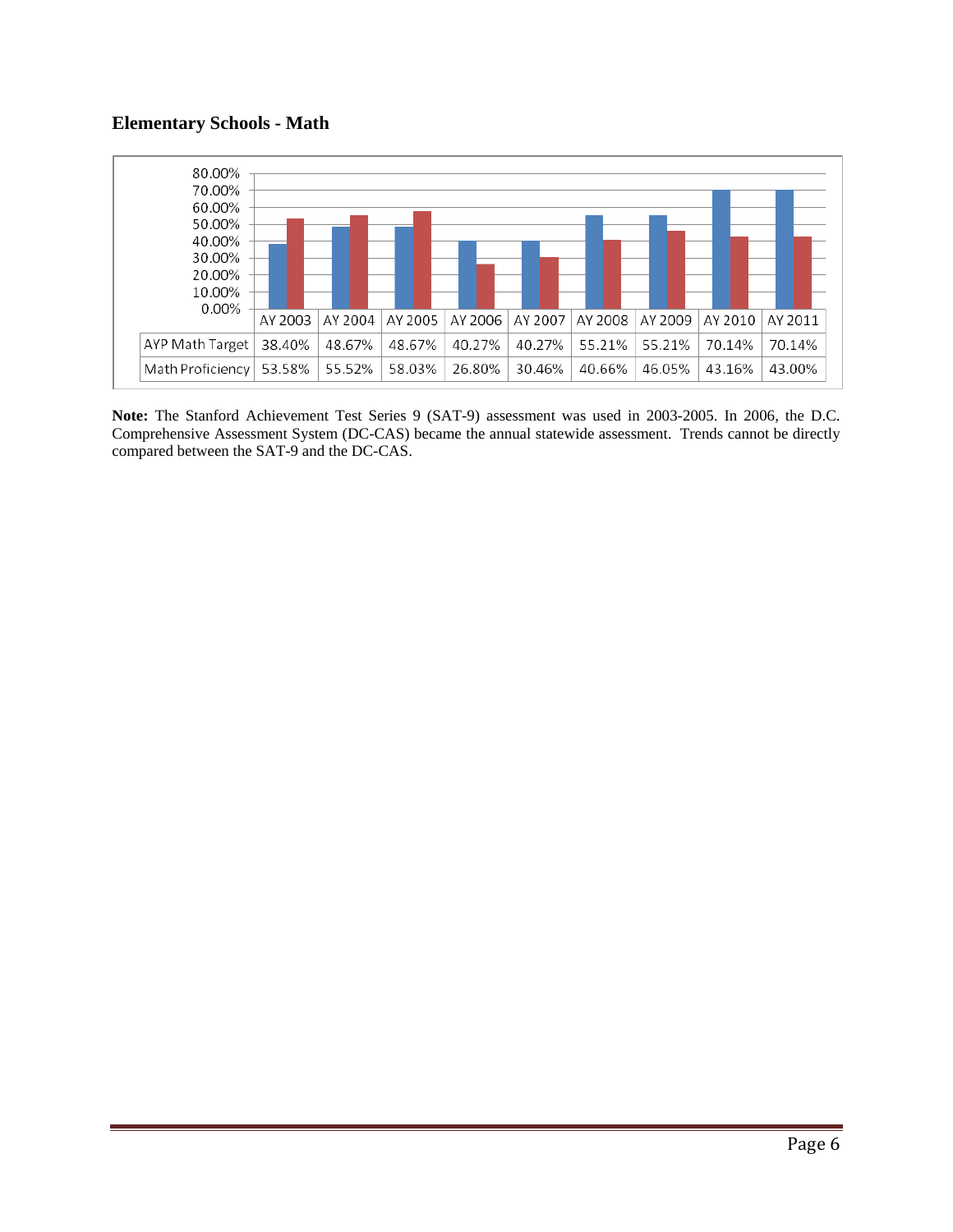## Elementary Schools - Math

| | AY 2003 | AY 2004 | AY 2005 | AY 2006 | AY 2007 | AY 2008 | AY 2009 | AY 2010 | AY 2011 |
|---|---|---|---|---|---|---|---|---|---|
| AYP Math Target | 38.40% | 48.67% | 48.67% | 40.27% | 40.27% | 55.21% | 55.21% | 70.14% | 70.14% |
| Math Proficiency | 53.58% | 55.52% | 58.03% | 26.80% | 30.46% | 40.66% | 46.05% | 43.16% | 43.00% |

**Note:** The Stanford Achievement Test Series 9 (SAT-9) assessment was used in 2003-2005. In 2006, the D.C. Comprehensive Assessment System (DC-CAS) became the annual statewide assessment. Trends cannot be directly compared between the SAT-9 and the DC-CAS.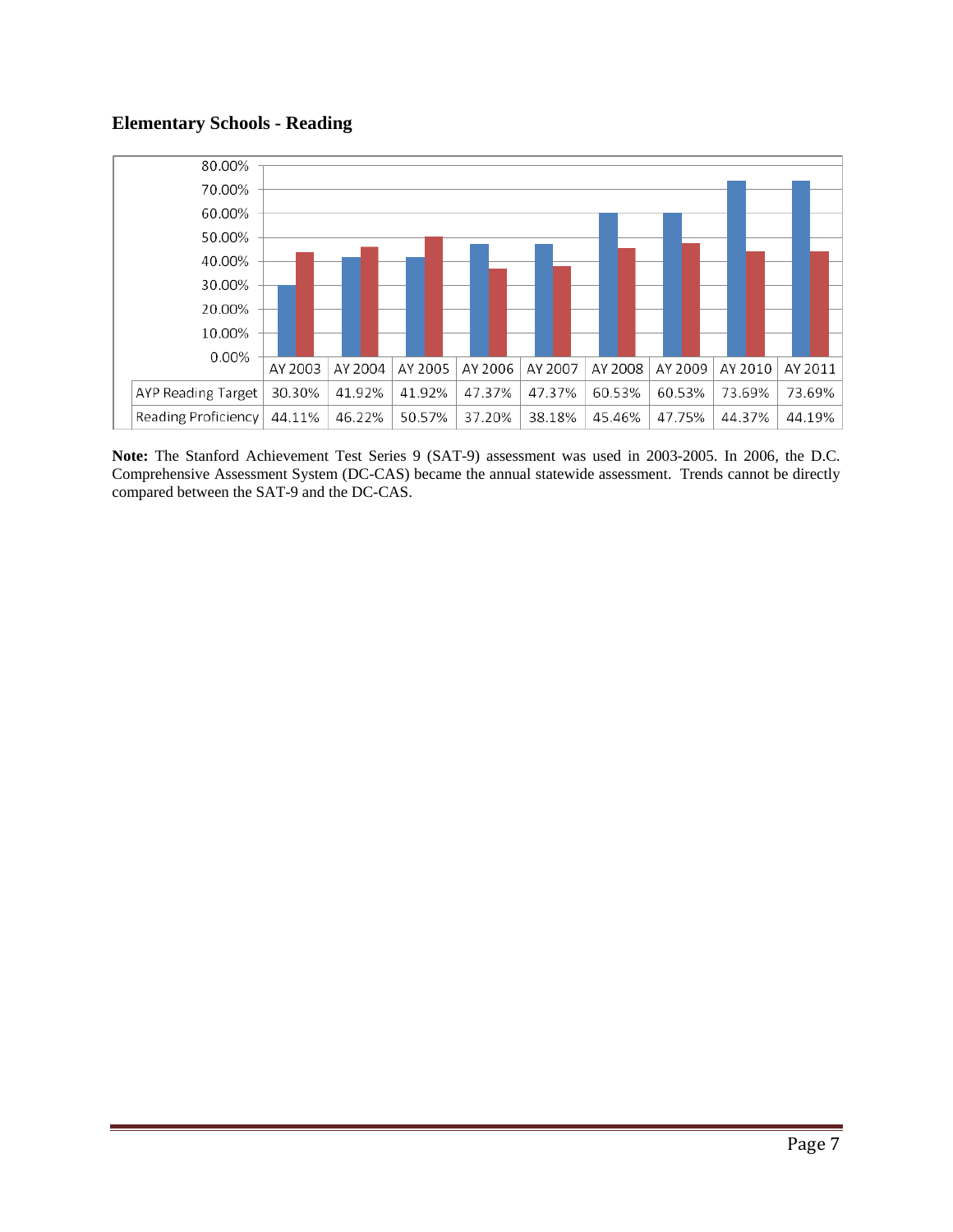## Elementary Schools - Reading

| | AY 2003 | AY 2004 | AY 2005 | AY 2006 | AY 2007 | AY 2008 | AY 2009 | AY 2010 | AY 2011 |
|---|---|---|---|---|---|---|---|---|---|
| AYP Reading Target | 30.30% | 41.92% | 41.92% | 47.37% | 47.37% | 60.53% | 60.53% | 73.69% | 73.69% |
| Reading Proficiency | 44.11% | 46.22% | 50.57% | 37.20% | 38.18% | 45.46% | 47.75% | 44.37% | 44.19% |

**Note:** The Stanford Achievement Test Series 9 (SAT-9) assessment was used in 2003-2005. In 2006, the D.C. Comprehensive Assessment System (DC-CAS) became the annual statewide assessment. Trends cannot be directly compared between the SAT-9 and the DC-CAS.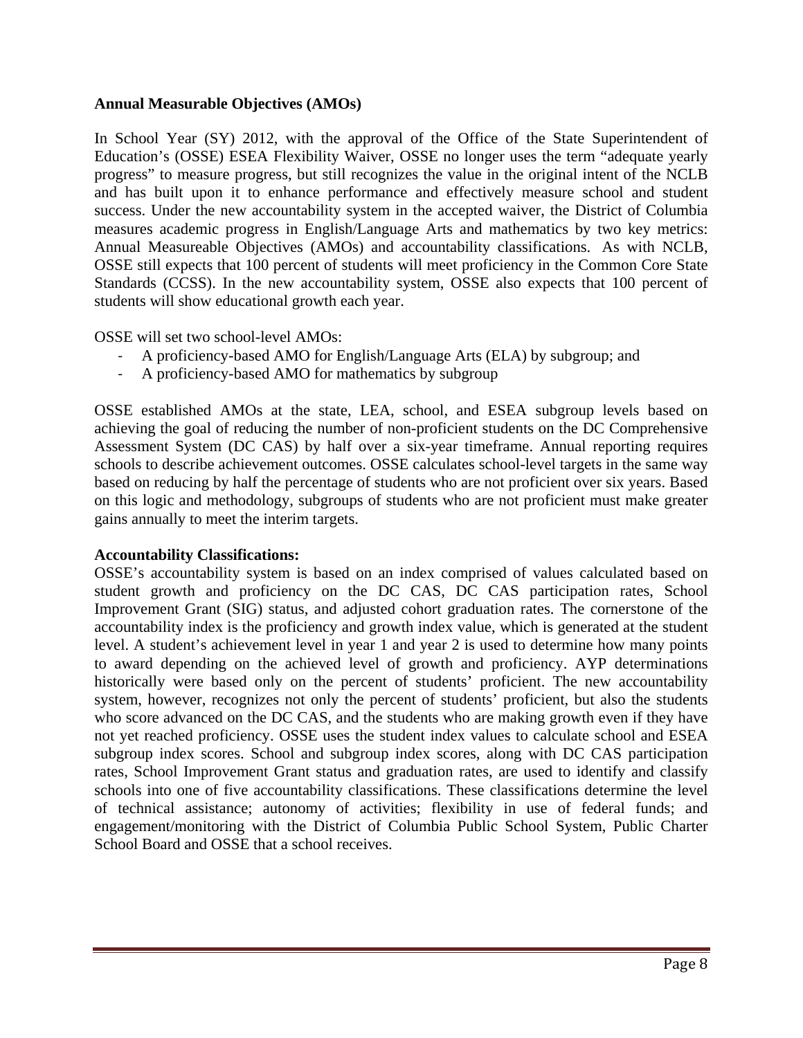**Annual Measurable Objectives (AMOs)**

In School Year (SY) 2012, with the approval of the Office of the State Superintendent of Education's (OSSE) ESEA Flexibility Waiver, OSSE no longer uses the term "adequate yearly progress" to measure progress, but still recognizes the value in the original intent of the NCLB and has built upon it to enhance performance and effectively measure school and student success. Under the new accountability system in the accepted waiver, the District of Columbia measures academic progress in English/Language Arts and mathematics by two key metrics: Annual Measureable Objectives (AMOs) and accountability classifications. As with NCLB, OSSE still expects that 100 percent of students will meet proficiency in the Common Core State Standards (CCSS). In the new accountability system, OSSE also expects that 100 percent of students will show educational growth each year.

OSSE will set two school-level AMOs:

- A proficiency-based AMO for English/Language Arts (ELA) by subgroup; and
- A proficiency-based AMO for mathematics by subgroup

OSSE established AMOs at the state, LEA, school, and ESEA subgroup levels based on achieving the goal of reducing the number of non-proficient students on the DC Comprehensive Assessment System (DC CAS) by half over a six-year timeframe. Annual reporting requires schools to describe achievement outcomes. OSSE calculates school-level targets in the same way based on reducing by half the percentage of students who are not proficient over six years. Based on this logic and methodology, subgroups of students who are not proficient must make greater gains annually to meet the interim targets.

**Accountability Classifications:**

OSSE's accountability system is based on an index comprised of values calculated based on student growth and proficiency on the DC CAS, DC CAS participation rates, School Improvement Grant (SIG) status, and adjusted cohort graduation rates. The cornerstone of the accountability index is the proficiency and growth index value, which is generated at the student level. A student's achievement level in year 1 and year 2 is used to determine how many points to award depending on the achieved level of growth and proficiency. AYP determinations historically were based only on the percent of students' proficient. The new accountability system, however, recognizes not only the percent of students' proficient, but also the students who score advanced on the DC CAS, and the students who are making growth even if they have not yet reached proficiency. OSSE uses the student index values to calculate school and ESEA subgroup index scores. School and subgroup index scores, along with DC CAS participation rates, School Improvement Grant status and graduation rates, are used to identify and classify schools into one of five accountability classifications. These classifications determine the level of technical assistance; autonomy of activities; flexibility in use of federal funds; and engagement/monitoring with the District of Columbia Public School System, Public Charter School Board and OSSE that a school receives.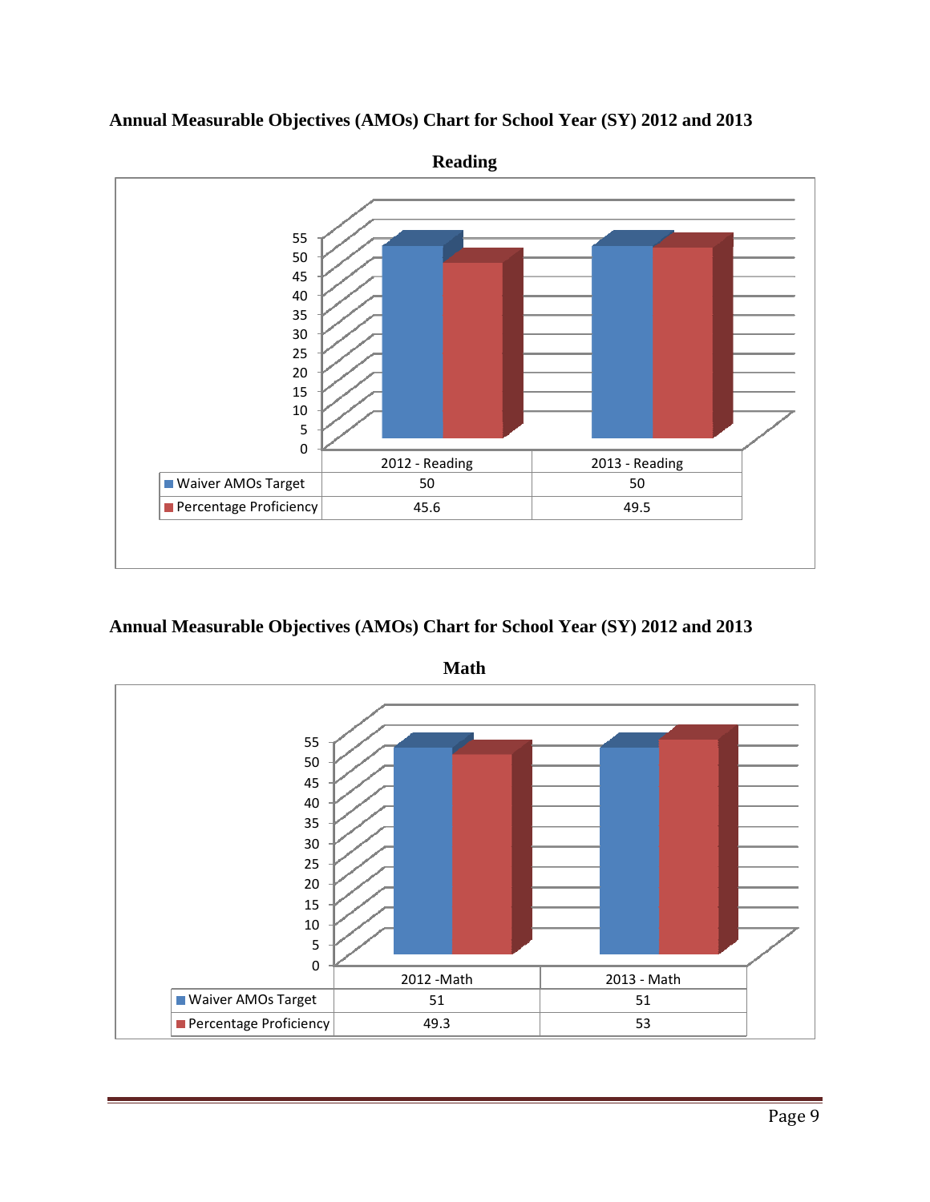## Annual Measurable Objectives (AMOs) Chart for School Year (SY) 2012 and 2013

**Reading**

| | 2012 - Reading | 2013 - Reading |
|---|---|---|
| Waiver AMOs Target | 50 | 50 |
| Percentage Proficiency | 45.6 | 49.5 |

## Annual Measurable Objectives (AMOs) Chart for School Year (SY) 2012 and 2013

**Math**

| | 2012 -Math | 2013 - Math |
|---|---|---|
| Waiver AMOs Target | 51 | 51 |
| Percentage Proficiency | 49.3 | 53 |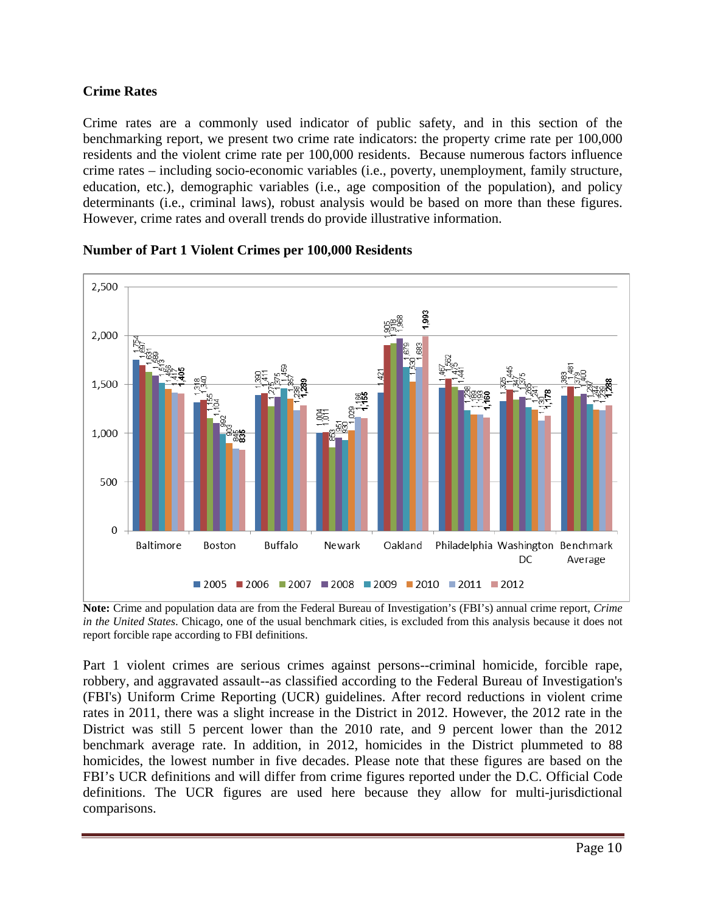## Crime Rates

Crime rates are a commonly used indicator of public safety, and in this section of the benchmarking report, we present two crime rate indicators: the property crime rate per 100,000 residents and the violent crime rate per 100,000 residents. Because numerous factors influence crime rates – including socio-economic variables (i.e., poverty, unemployment, family structure, education, etc.), demographic variables (i.e., age composition of the population), and policy determinants (i.e., criminal laws), robust analysis would be based on more than these figures. However, crime rates and overall trends do provide illustrative information.

### Number of Part 1 Violent Crimes per 100,000 Residents

| | 2005 | 2006 | 2007 | 2008 | 2009 | 2010 | 2011 | 2012 |
|---|---|---|---|---|---|---|---|---|
| Baltimore | 1,754 | 1,697 | 1,631 | 1,589 | 1,513 | 1,456 | 1,417 | **1,405** |
| Boston | 1,318 | 1,340 | 1,155 | 1,104 | 992 | 903 | 845 | **835** |
| Buffalo | 1,390 | 1,411 | 1,275 | 1,375 | 1,459 | 1,357 | 1,238 | **1,289** |
| Newark | 1,004 | 1,011 | 853 | 951 | 930 | 1,029 | 1,166 | **1,155** |
| Oakland | 1,421 | 1,905 | 1,918 | 1,968 | 1,679 | 1,530 | 1,683 | **1,993** |
| Philadelphia | 1,467 | 1,562 | 1,475 | 1,441 | 1,238 | 1,189 | 1,193 | **1,160** |
| Washington DC | 1,326 | 1,445 | 1,347 | 1,375 | 1,265 | 1,241 | 1,130 | **1,178** |
| Benchmark Average | 1,383 | 1,481 | 1,379 | 1,400 | 1,297 | 1,244 | 1,239 | **1,288** |

**Note:** Crime and population data are from the Federal Bureau of Investigation's (FBI's) annual crime report, *Crime in the United States*. Chicago, one of the usual benchmark cities, is excluded from this analysis because it does not report forcible rape according to FBI definitions.

Part 1 violent crimes are serious crimes against persons--criminal homicide, forcible rape, robbery, and aggravated assault--as classified according to the Federal Bureau of Investigation's (FBI's) Uniform Crime Reporting (UCR) guidelines. After record reductions in violent crime rates in 2011, there was a slight increase in the District in 2012. However, the 2012 rate in the District was still 5 percent lower than the 2010 rate, and 9 percent lower than the 2012 benchmark average rate. In addition, in 2012, homicides in the District plummeted to 88 homicides, the lowest number in five decades. Please note that these figures are based on the FBI's UCR definitions and will differ from crime figures reported under the D.C. Official Code definitions. The UCR figures are used here because they allow for multi-jurisdictional comparisons.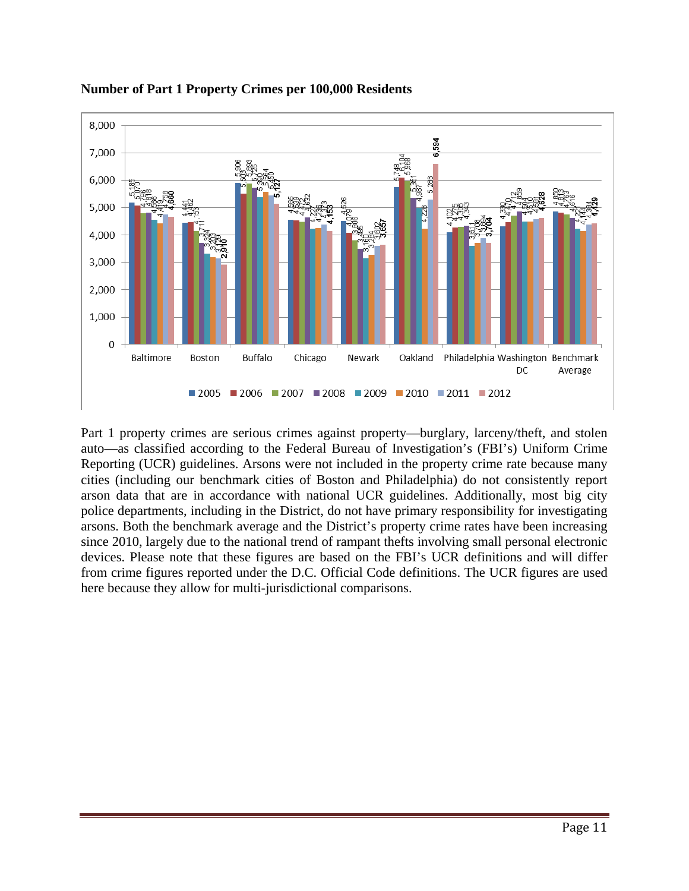**Number of Part 1 Property Crimes per 100,000 Residents**

| City | 2005 | 2006 | 2007 | 2008 | 2009 | 2010 | 2011 | 2012 |
|---|---|---|---|---|---|---|---|---|
| Baltimore | 5,185 | 5,070 | 4,796 | 4,818 | 4,556 | 4,419 | 4,758 | **4,660** |
| Boston | 4,441 | 4,462 | 4,153 | 3,711 | 3,324 | 3,203 | 3,129 | **2,910** |
| Buffalo | 5,906 | 5,503 | 5,893 | 5,725 | 5,390 | 5,564 | 5,450 | **5,127** |
| Chicago | 4,555 | 4,530 | 4,472 | 4,632 | 4,227 | 4,236 | 4,373 | **4,153** |
| Newark | 4,526 | 4,079 | 3,806 | 3,485 | 3,160 | 3,284 | 3,602 | **3,657** |
| Oakland | 5,748 | 6,104 | 5,968 | 5,351 | 4,987 | 4,228 | 5,288 | **6,594** |
| Philadelphia | 4,102 | 4,255 | 4,305 | 4,343 | 3,611 | 3,708 | 3,894 | **3,704** |
| Washington DC | 4,330 | 4,470 | 4,712 | 4,859 | 4,504 | 4,510 | 4,581 | **4,628** |
| Benchmark Average | 4,859 | 4,813 | 4,753 | 4,615 | 4,221 | 4,134 | 4,384 | **4,429** |

Part 1 property crimes are serious crimes against property—burglary, larceny/theft, and stolen auto—as classified according to the Federal Bureau of Investigation's (FBI's) Uniform Crime Reporting (UCR) guidelines. Arsons were not included in the property crime rate because many cities (including our benchmark cities of Boston and Philadelphia) do not consistently report arson data that are in accordance with national UCR guidelines. Additionally, most big city police departments, including in the District, do not have primary responsibility for investigating arsons. Both the benchmark average and the District's property crime rates have been increasing since 2010, largely due to the national trend of rampant thefts involving small personal electronic devices. Please note that these figures are based on the FBI's UCR definitions and will differ from crime figures reported under the D.C. Official Code definitions. The UCR figures are used here because they allow for multi-jurisdictional comparisons.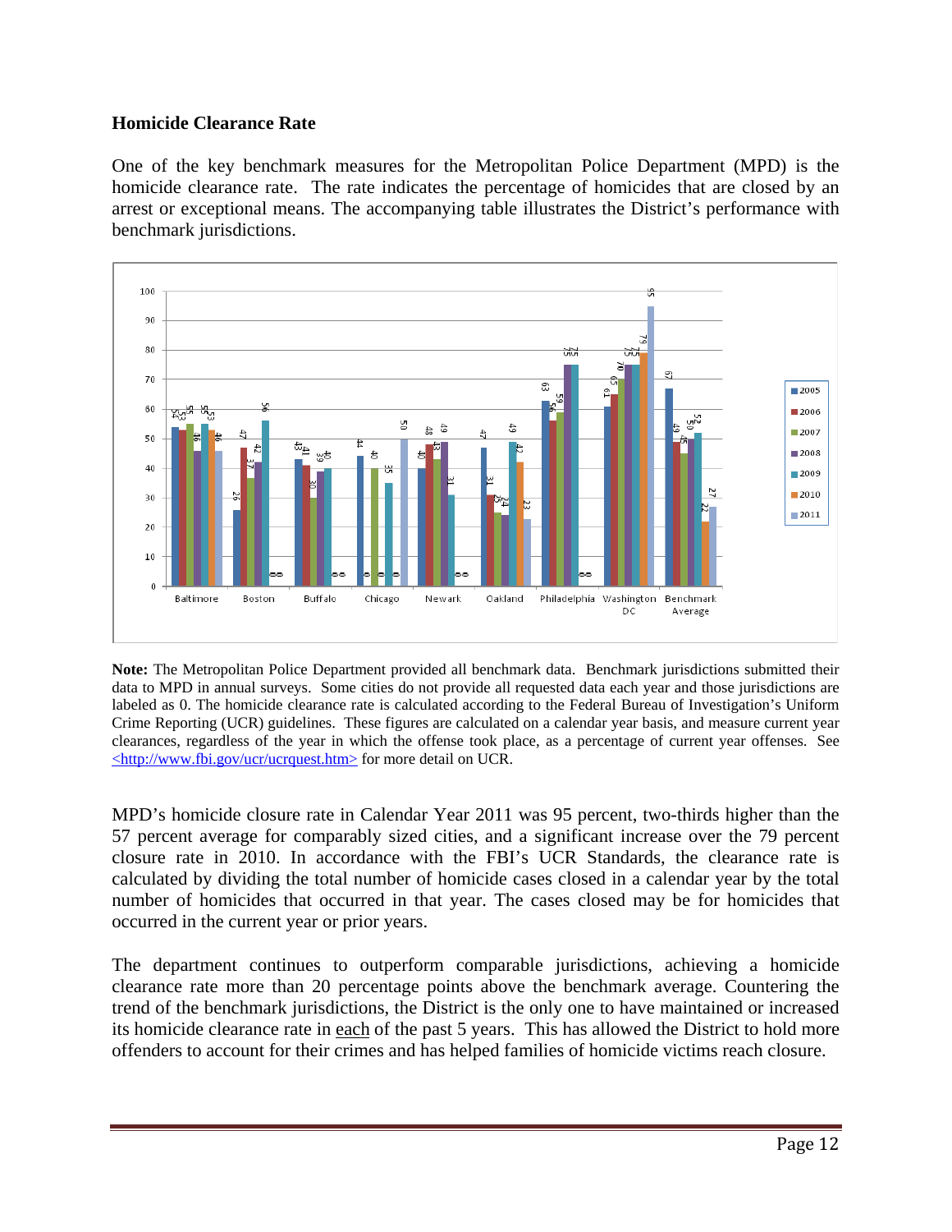## Homicide Clearance Rate

One of the key benchmark measures for the Metropolitan Police Department (MPD) is the homicide clearance rate. The rate indicates the percentage of homicides that are closed by an arrest or exceptional means. The accompanying table illustrates the District's performance with benchmark jurisdictions.

| Jurisdiction | 2005 | 2006 | 2007 | 2008 | 2009 | 2010 | 2011 |
|---|---|---|---|---|---|---|---|
| Baltimore | 54 | 53 | 55 | 46 | 55 | 53 | 46 |
| Boston | 26 | 47 | 37 | 42 | 56 | 0 | 0 |
| Buffalo | 43 | 41 | 30 | 39 | 40 | 0 | 0 |
| Chicago | 44 | 0 | 40 | 0 | 35 | 0 | 50 |
| Newark | 40 | 48 | 43 | 49 | 31 | 0 | 0 |
| Oakland | 47 | 31 | 25 | 24 | 49 | 42 | 23 |
| Philadelphia | 63 | 56 | 59 | 75 | 75 | 0 | 0 |
| Washington DC | 61 | 65 | 70 | 75 | 75 | 79 | 95 |
| Benchmark Average | 67 | 49 | 45 | 50 | 52 | 22 | 27 |

**Note:** The Metropolitan Police Department provided all benchmark data. Benchmark jurisdictions submitted their data to MPD in annual surveys. Some cities do not provide all requested data each year and those jurisdictions are labeled as 0. The homicide clearance rate is calculated according to the Federal Bureau of Investigation's Uniform Crime Reporting (UCR) guidelines. These figures are calculated on a calendar year basis, and measure current year clearances, regardless of the year in which the offense took place, as a percentage of current year offenses. See <http://www.fbi.gov/ucr/ucrquest.htm> for more detail on UCR.

MPD's homicide closure rate in Calendar Year 2011 was 95 percent, two-thirds higher than the 57 percent average for comparably sized cities, and a significant increase over the 79 percent closure rate in 2010. In accordance with the FBI's UCR Standards, the clearance rate is calculated by dividing the total number of homicide cases closed in a calendar year by the total number of homicides that occurred in that year. The cases closed may be for homicides that occurred in the current year or prior years.

The department continues to outperform comparable jurisdictions, achieving a homicide clearance rate more than 20 percentage points above the benchmark average. Countering the trend of the benchmark jurisdictions, the District is the only one to have maintained or increased its homicide clearance rate in each of the past 5 years. This has allowed the District to hold more offenders to account for their crimes and has helped families of homicide victims reach closure.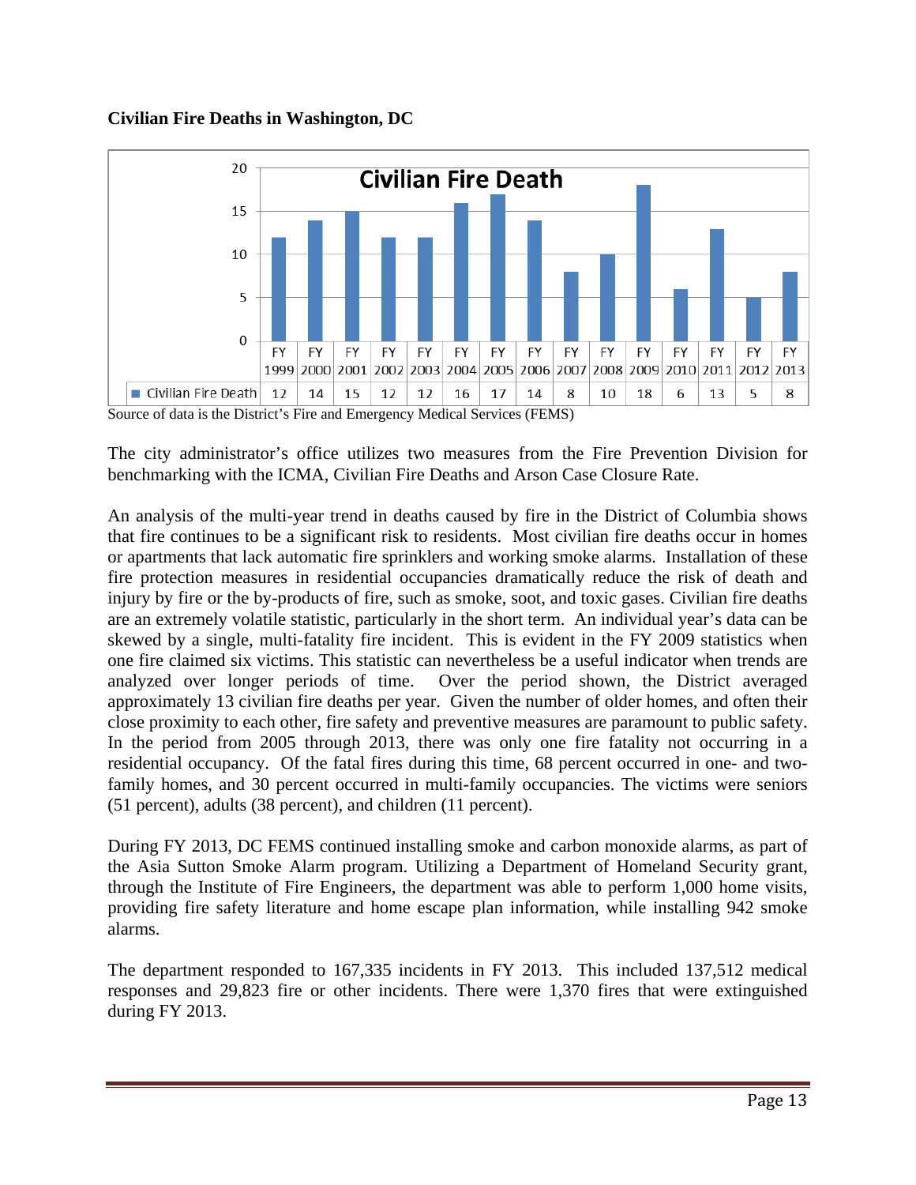**Civilian Fire Deaths in Washington, DC**

Civilian Fire Death

| | FY 1999 | FY 2000 | FY 2001 | FY 2002 | FY 2003 | FY 2004 | FY 2005 | FY 2006 | FY 2007 | FY 2008 | FY 2009 | FY 2010 | FY 2011 | FY 2012 | FY 2013 |
|---|---|---|---|---|---|---|---|---|---|---|---|---|---|---|---|
| Civilian Fire Death | 12 | 14 | 15 | 12 | 12 | 16 | 17 | 14 | 8 | 10 | 18 | 6 | 13 | 5 | 8 |

Source of data is the District's Fire and Emergency Medical Services (FEMS)

The city administrator's office utilizes two measures from the Fire Prevention Division for benchmarking with the ICMA, Civilian Fire Deaths and Arson Case Closure Rate.

An analysis of the multi-year trend in deaths caused by fire in the District of Columbia shows that fire continues to be a significant risk to residents. Most civilian fire deaths occur in homes or apartments that lack automatic fire sprinklers and working smoke alarms. Installation of these fire protection measures in residential occupancies dramatically reduce the risk of death and injury by fire or the by-products of fire, such as smoke, soot, and toxic gases. Civilian fire deaths are an extremely volatile statistic, particularly in the short term. An individual year's data can be skewed by a single, multi-fatality fire incident. This is evident in the FY 2009 statistics when one fire claimed six victims. This statistic can nevertheless be a useful indicator when trends are analyzed over longer periods of time. Over the period shown, the District averaged approximately 13 civilian fire deaths per year. Given the number of older homes, and often their close proximity to each other, fire safety and preventive measures are paramount to public safety. In the period from 2005 through 2013, there was only one fire fatality not occurring in a residential occupancy. Of the fatal fires during this time, 68 percent occurred in one- and two-family homes, and 30 percent occurred in multi-family occupancies. The victims were seniors (51 percent), adults (38 percent), and children (11 percent).

During FY 2013, DC FEMS continued installing smoke and carbon monoxide alarms, as part of the Asia Sutton Smoke Alarm program. Utilizing a Department of Homeland Security grant, through the Institute of Fire Engineers, the department was able to perform 1,000 home visits, providing fire safety literature and home escape plan information, while installing 942 smoke alarms.

The department responded to 167,335 incidents in FY 2013. This included 137,512 medical responses and 29,823 fire or other incidents. There were 1,370 fires that were extinguished during FY 2013.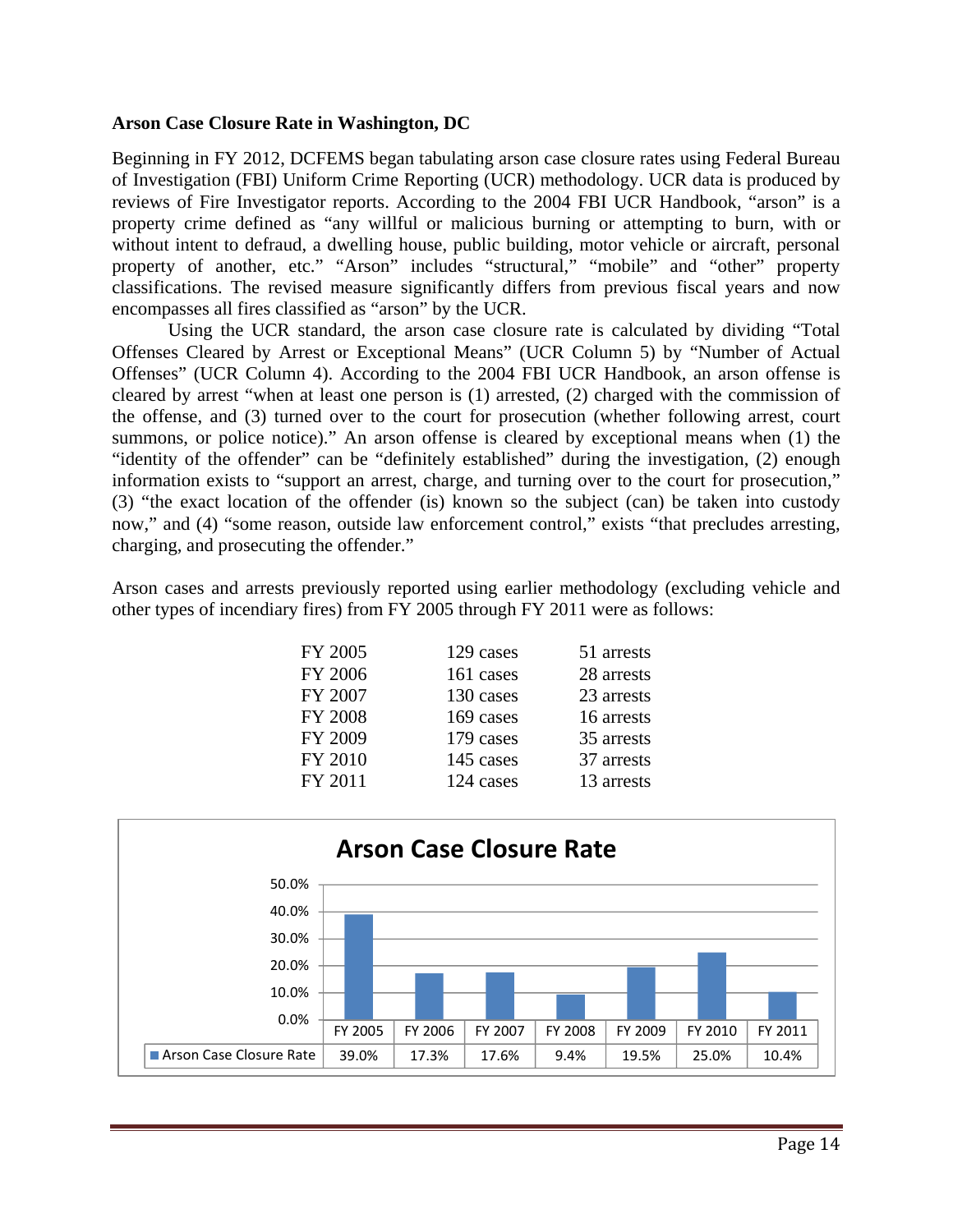**Arson Case Closure Rate in Washington, DC**

Beginning in FY 2012, DCFEMS began tabulating arson case closure rates using Federal Bureau of Investigation (FBI) Uniform Crime Reporting (UCR) methodology. UCR data is produced by reviews of Fire Investigator reports. According to the 2004 FBI UCR Handbook, "arson" is a property crime defined as "any willful or malicious burning or attempting to burn, with or without intent to defraud, a dwelling house, public building, motor vehicle or aircraft, personal property of another, etc." "Arson" includes "structural," "mobile" and "other" property classifications. The revised measure significantly differs from previous fiscal years and now encompasses all fires classified as "arson" by the UCR.

Using the UCR standard, the arson case closure rate is calculated by dividing "Total Offenses Cleared by Arrest or Exceptional Means" (UCR Column 5) by "Number of Actual Offenses" (UCR Column 4). According to the 2004 FBI UCR Handbook, an arson offense is cleared by arrest "when at least one person is (1) arrested, (2) charged with the commission of the offense, and (3) turned over to the court for prosecution (whether following arrest, court summons, or police notice)." An arson offense is cleared by exceptional means when (1) the "identity of the offender" can be "definitely established" during the investigation, (2) enough information exists to "support an arrest, charge, and turning over to the court for prosecution," (3) "the exact location of the offender (is) known so the subject (can) be taken into custody now," and (4) "some reason, outside law enforcement control," exists "that precludes arresting, charging, and prosecuting the offender."

Arson cases and arrests previously reported using earlier methodology (excluding vehicle and other types of incendiary fires) from FY 2005 through FY 2011 were as follows:

| | | |
|---|---|---|
| FY 2005 | 129 cases | 51 arrests |
| FY 2006 | 161 cases | 28 arrests |
| FY 2007 | 130 cases | 23 arrests |
| FY 2008 | 169 cases | 16 arrests |
| FY 2009 | 179 cases | 35 arrests |
| FY 2010 | 145 cases | 37 arrests |
| FY 2011 | 124 cases | 13 arrests |

**Arson Case Closure Rate**

| | FY 2005 | FY 2006 | FY 2007 | FY 2008 | FY 2009 | FY 2010 | FY 2011 |
|---|---|---|---|---|---|---|---|
| Arson Case Closure Rate | 39.0% | 17.3% | 17.6% | 9.4% | 19.5% | 25.0% | 10.4% |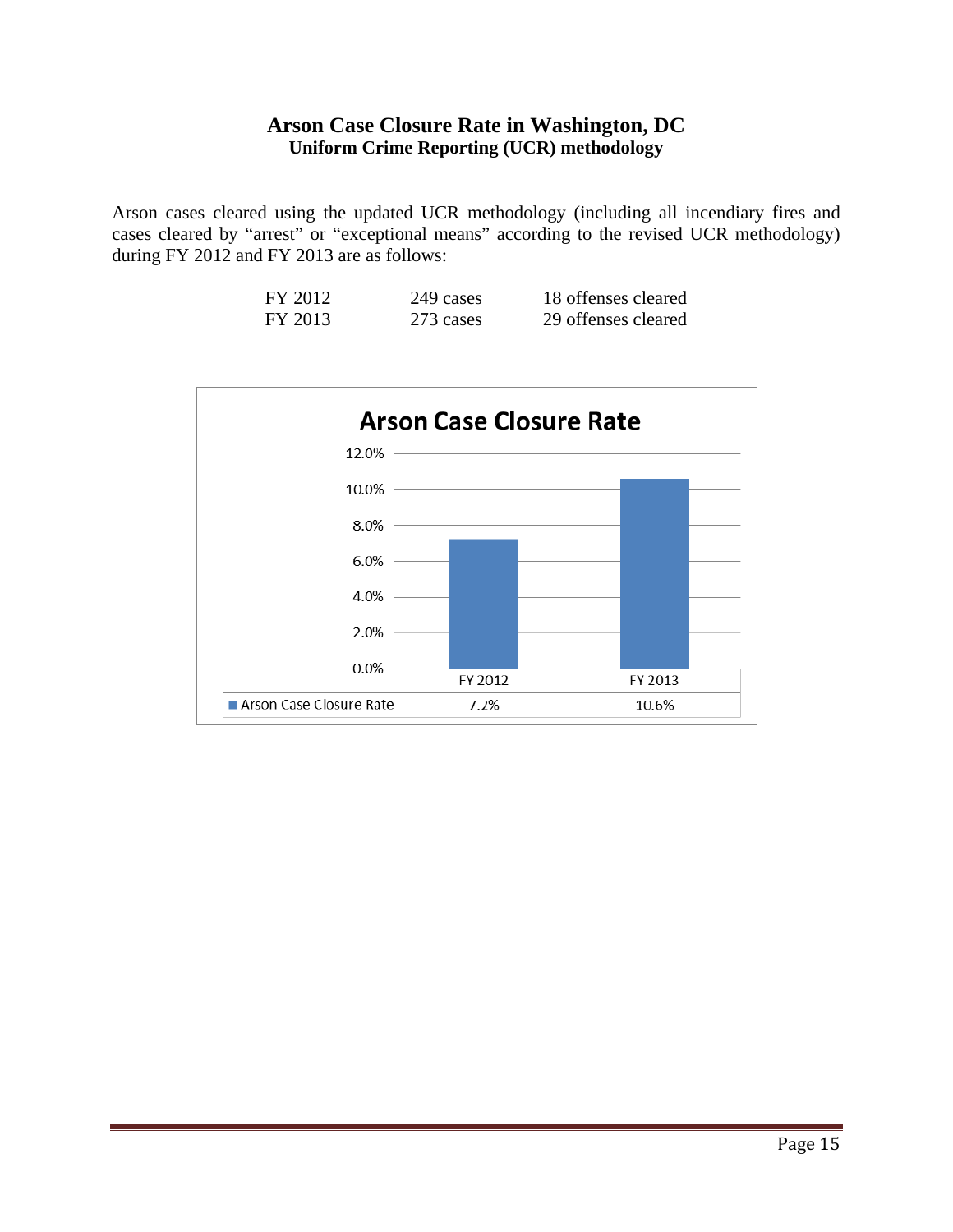# Arson Case Closure Rate in Washington, DC

## Uniform Crime Reporting (UCR) methodology

Arson cases cleared using the updated UCR methodology (including all incendiary fires and cases cleared by "arrest" or "exceptional means" according to the revised UCR methodology) during FY 2012 and FY 2013 are as follows:

| | | |
|---|---|---|
| FY 2012 | 249 cases | 18 offenses cleared |
| FY 2013 | 273 cases | 29 offenses cleared |

**Arson Case Closure Rate**

| | FY 2012 | FY 2013 |
|---|---|---|
| Arson Case Closure Rate | 7.2% | 10.6% |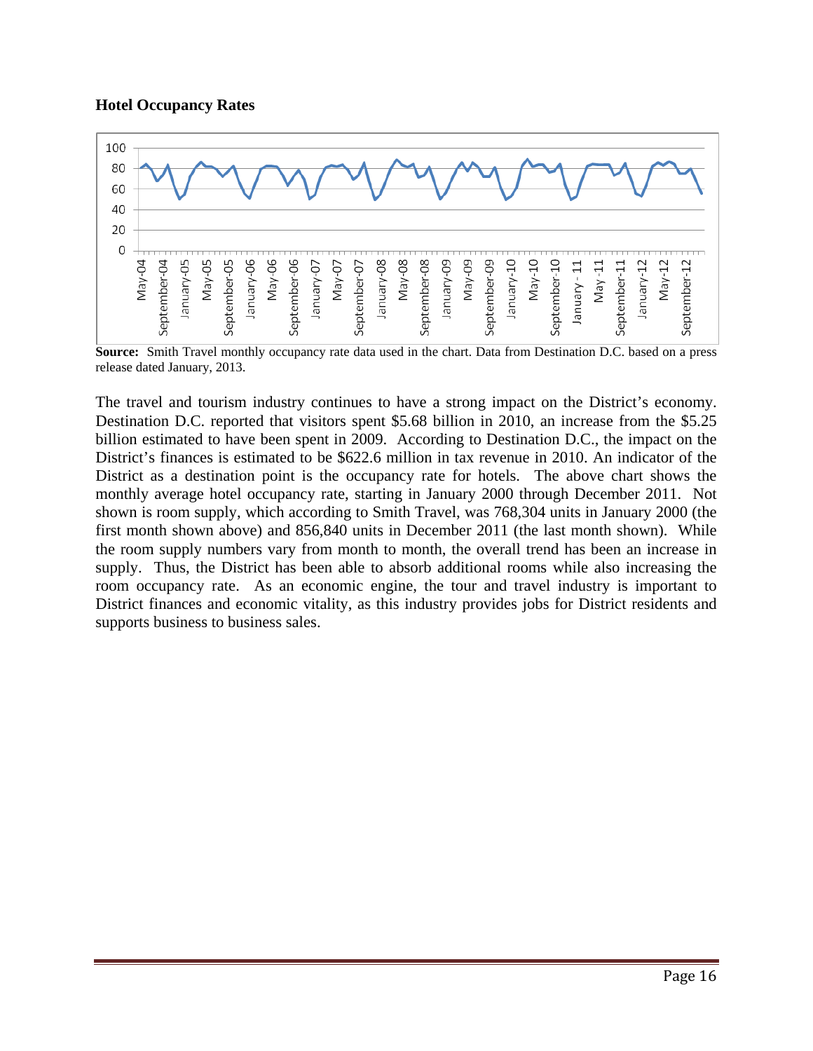**Hotel Occupancy Rates**

**Source:** Smith Travel monthly occupancy rate data used in the chart. Data from Destination D.C. based on a press release dated January, 2013.

The travel and tourism industry continues to have a strong impact on the District's economy. Destination D.C. reported that visitors spent $5.68 billion in 2010, an increase from the $5.25 billion estimated to have been spent in 2009. According to Destination D.C., the impact on the District's finances is estimated to be $622.6 million in tax revenue in 2010. An indicator of the District as a destination point is the occupancy rate for hotels. The above chart shows the monthly average hotel occupancy rate, starting in January 2000 through December 2011. Not shown is room supply, which according to Smith Travel, was 768,304 units in January 2000 (the first month shown above) and 856,840 units in December 2011 (the last month shown). While the room supply numbers vary from month to month, the overall trend has been an increase in supply. Thus, the District has been able to absorb additional rooms while also increasing the room occupancy rate. As an economic engine, the tour and travel industry is important to District finances and economic vitality, as this industry provides jobs for District residents and supports business to business sales.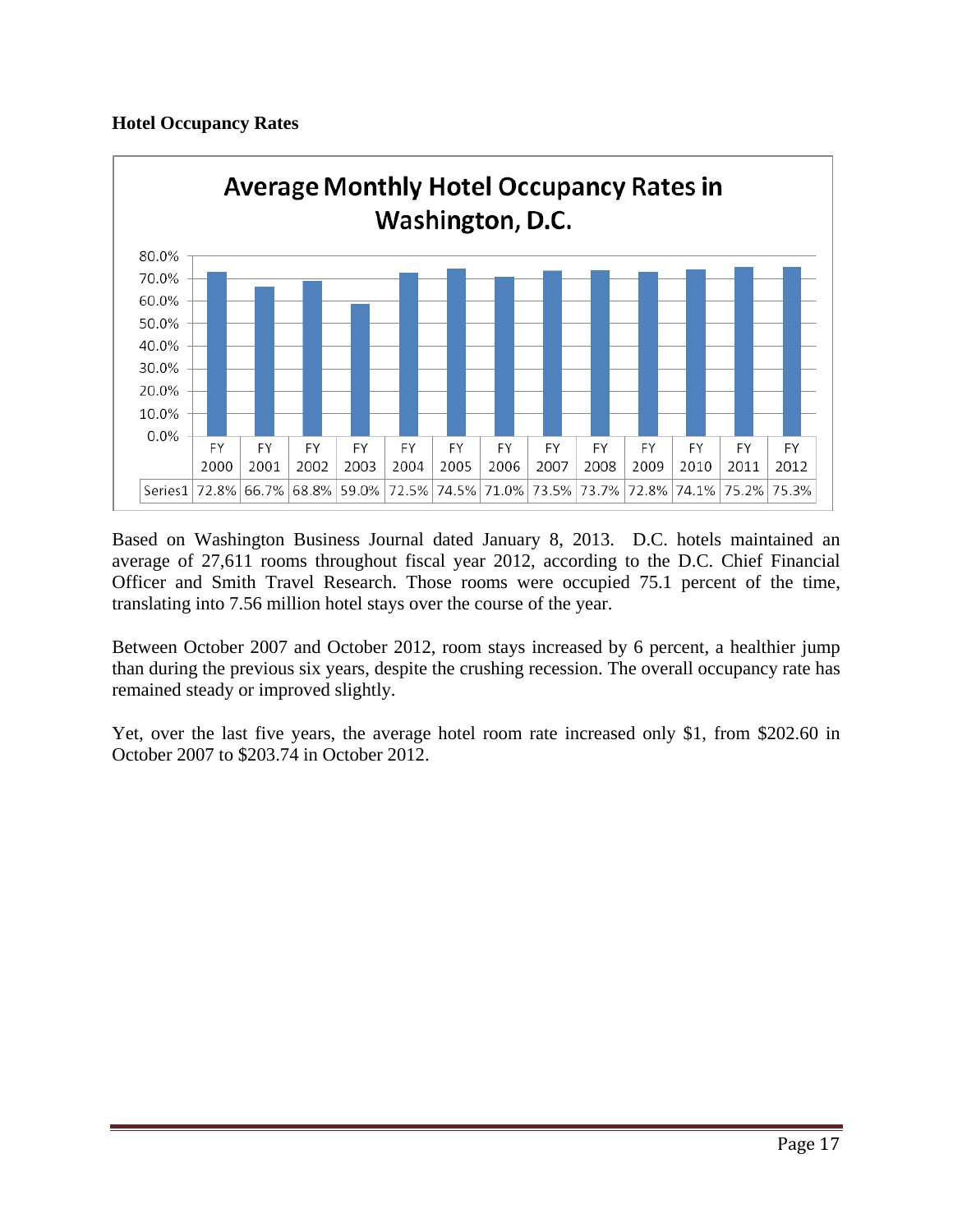**Hotel Occupancy Rates**

**Average Monthly Hotel Occupancy Rates in Washington, D.C.**

| | FY 2000 | FY 2001 | FY 2002 | FY 2003 | FY 2004 | FY 2005 | FY 2006 | FY 2007 | FY 2008 | FY 2009 | FY 2010 | FY 2011 | FY 2012 |
|---|---|---|---|---|---|---|---|---|---|---|---|---|---|
| Series1 | 72.8% | 66.7% | 68.8% | 59.0% | 72.5% | 74.5% | 71.0% | 73.5% | 73.7% | 72.8% | 74.1% | 75.2% | 75.3% |

Based on Washington Business Journal dated January 8, 2013. D.C. hotels maintained an average of 27,611 rooms throughout fiscal year 2012, according to the D.C. Chief Financial Officer and Smith Travel Research. Those rooms were occupied 75.1 percent of the time, translating into 7.56 million hotel stays over the course of the year.

Between October 2007 and October 2012, room stays increased by 6 percent, a healthier jump than during the previous six years, despite the crushing recession. The overall occupancy rate has remained steady or improved slightly.

Yet, over the last five years, the average hotel room rate increased only $1, from $202.60 in October 2007 to $203.74 in October 2012.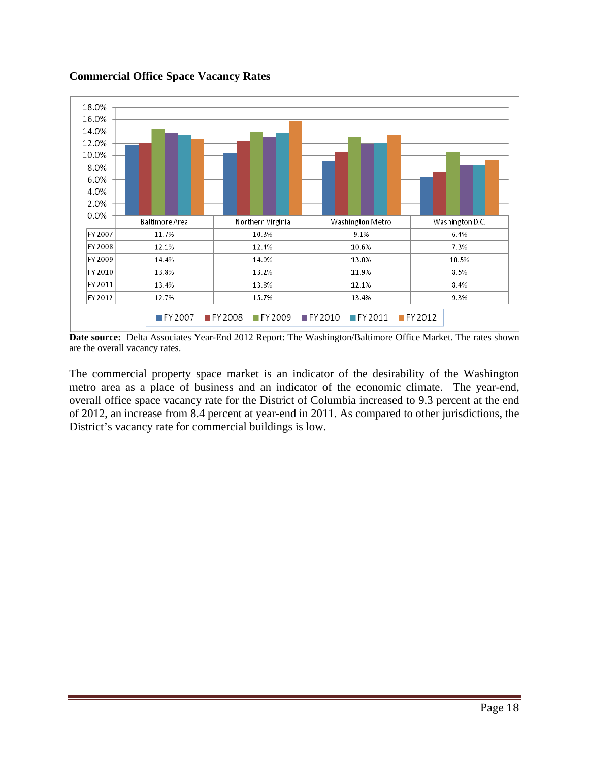**Commercial Office Space Vacancy Rates**

| | Baltimore Area | Northern Virginia | Washington Metro | Washington D.C. |
|---|---|---|---|---|
| FY 2007 | 11.7% | 10.3% | 9.1% | 6.4% |
| FY 2008 | 12.1% | 12.4% | 10.6% | 7.3% |
| FY 2009 | 14.4% | 14.0% | 13.0% | 10.5% |
| FY 2010 | 13.8% | 13.2% | 11.9% | 8.5% |
| FY 2011 | 13.4% | 13.8% | 12.1% | 8.4% |
| FY 2012 | 12.7% | 15.7% | 13.4% | 9.3% |

**Date source:** Delta Associates Year-End 2012 Report: The Washington/Baltimore Office Market. The rates shown are the overall vacancy rates.

The commercial property space market is an indicator of the desirability of the Washington metro area as a place of business and an indicator of the economic climate. The year-end, overall office space vacancy rate for the District of Columbia increased to 9.3 percent at the end of 2012, an increase from 8.4 percent at year-end in 2011. As compared to other jurisdictions, the District's vacancy rate for commercial buildings is low.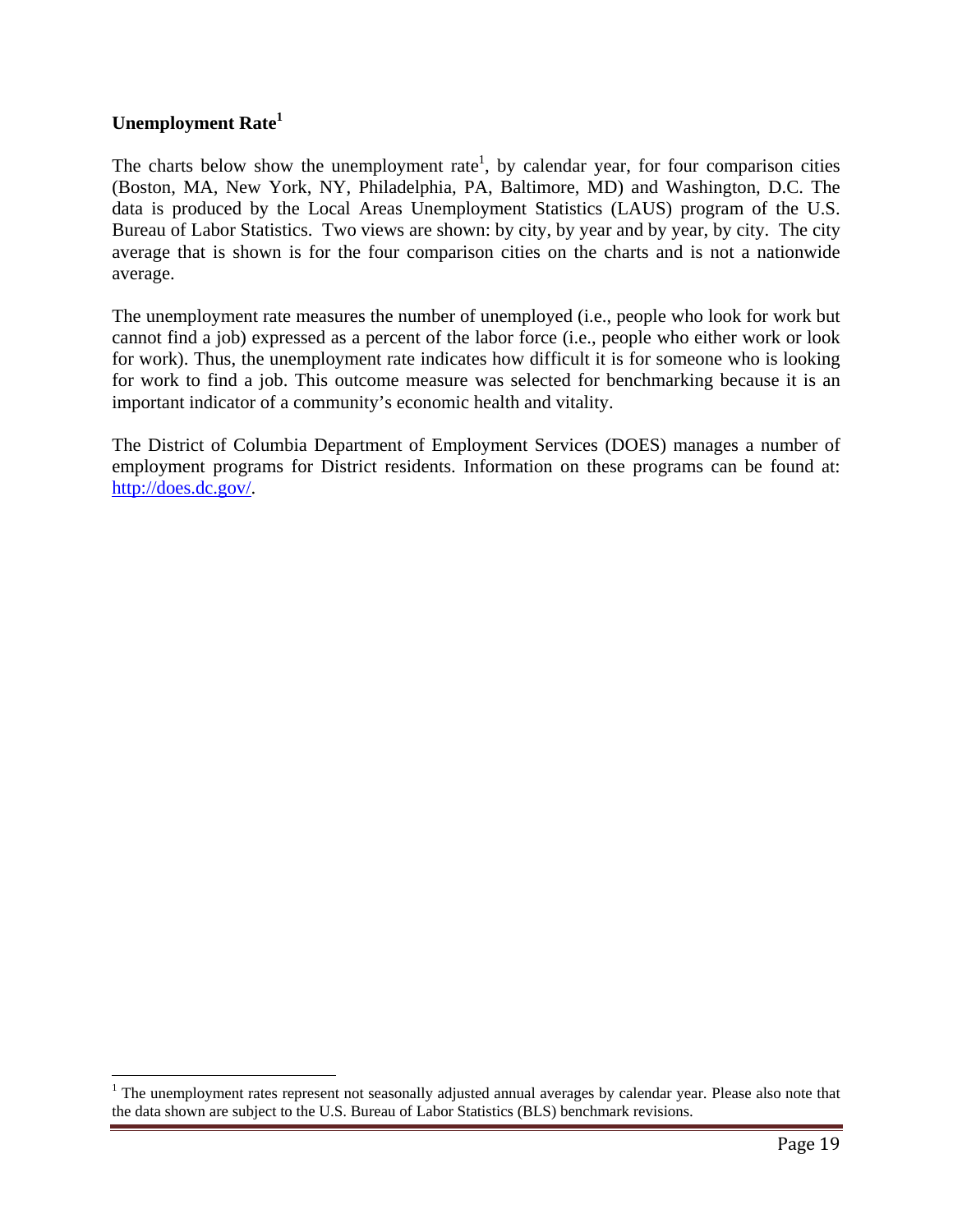**Unemployment Rate[1]**

The charts below show the unemployment rate[1], by calendar year, for four comparison cities (Boston, MA, New York, NY, Philadelphia, PA, Baltimore, MD) and Washington, D.C. The data is produced by the Local Areas Unemployment Statistics (LAUS) program of the U.S. Bureau of Labor Statistics. Two views are shown: by city, by year and by year, by city. The city average that is shown is for the four comparison cities on the charts and is not a nationwide average.

The unemployment rate measures the number of unemployed (i.e., people who look for work but cannot find a job) expressed as a percent of the labor force (i.e., people who either work or look for work). Thus, the unemployment rate indicates how difficult it is for someone who is looking for work to find a job. This outcome measure was selected for benchmarking because it is an important indicator of a community's economic health and vitality.

The District of Columbia Department of Employment Services (DOES) manages a number of employment programs for District residents. Information on these programs can be found at: [http://does.dc.gov/](http://does.dc.gov/).

---

[1] The unemployment rates represent not seasonally adjusted annual averages by calendar year. Please also note that the data shown are subject to the U.S. Bureau of Labor Statistics (BLS) benchmark revisions.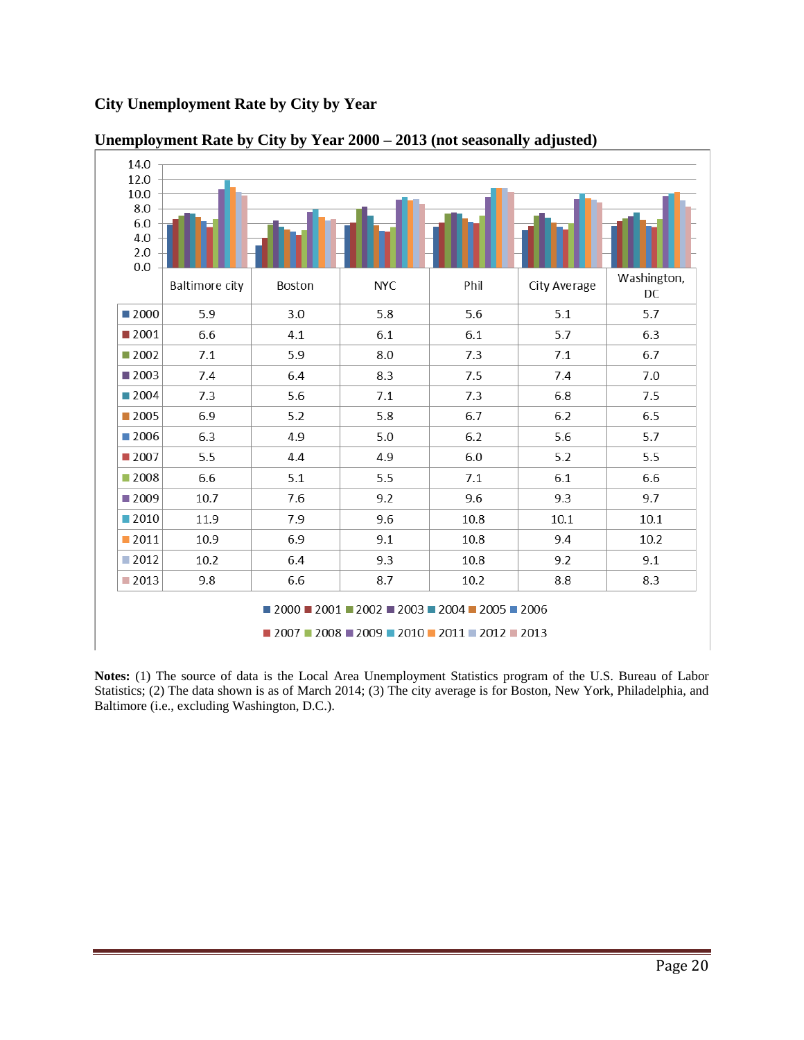## City Unemployment Rate by City by Year

**Unemployment Rate by City by Year 2000 – 2013 (not seasonally adjusted)**

| | Baltimore city | Boston | NYC | Phil | City Average | Washington, DC |
|---|---|---|---|---|---|---|
| 2000 | 5.9 | 3.0 | 5.8 | 5.6 | 5.1 | 5.7 |
| 2001 | 6.6 | 4.1 | 6.1 | 6.1 | 5.7 | 6.3 |
| 2002 | 7.1 | 5.9 | 8.0 | 7.3 | 7.1 | 6.7 |
| 2003 | 7.4 | 6.4 | 8.3 | 7.5 | 7.4 | 7.0 |
| 2004 | 7.3 | 5.6 | 7.1 | 7.3 | 6.8 | 7.5 |
| 2005 | 6.9 | 5.2 | 5.8 | 6.7 | 6.2 | 6.5 |
| 2006 | 6.3 | 4.9 | 5.0 | 6.2 | 5.6 | 5.7 |
| 2007 | 5.5 | 4.4 | 4.9 | 6.0 | 5.2 | 5.5 |
| 2008 | 6.6 | 5.1 | 5.5 | 7.1 | 6.1 | 6.6 |
| 2009 | 10.7 | 7.6 | 9.2 | 9.6 | 9.3 | 9.7 |
| 2010 | 11.9 | 7.9 | 9.6 | 10.8 | 10.1 | 10.1 |
| 2011 | 10.9 | 6.9 | 9.1 | 10.8 | 9.4 | 10.2 |
| 2012 | 10.2 | 6.4 | 9.3 | 10.8 | 9.2 | 9.1 |
| 2013 | 9.8 | 6.6 | 8.7 | 10.2 | 8.8 | 8.3 |

**Notes:** (1) The source of data is the Local Area Unemployment Statistics program of the U.S. Bureau of Labor Statistics; (2) The data shown is as of March 2014; (3) The city average is for Boston, New York, Philadelphia, and Baltimore (i.e., excluding Washington, D.C.).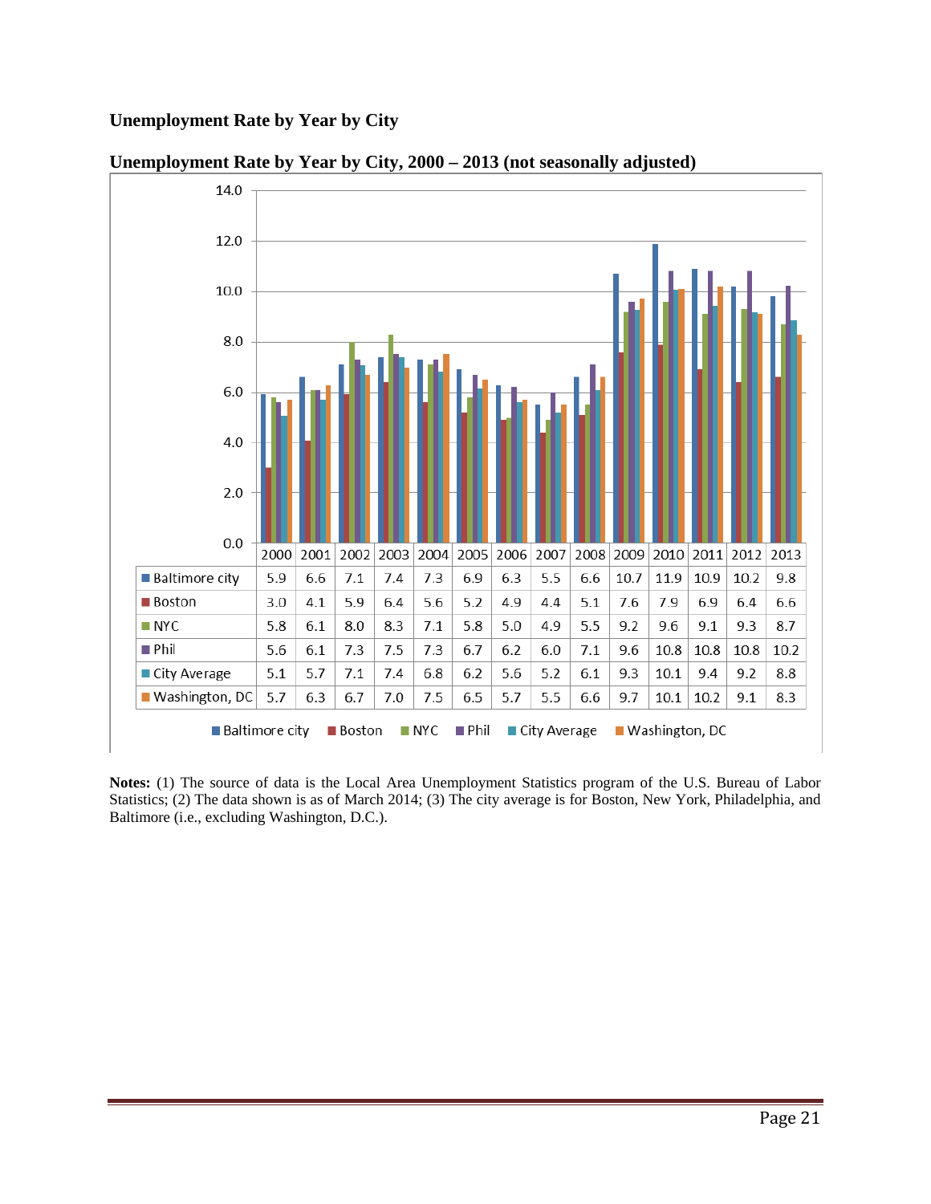## Unemployment Rate by Year by City

**Unemployment Rate by Year by City, 2000 – 2013 (not seasonally adjusted)**

| | 2000 | 2001 | 2002 | 2003 | 2004 | 2005 | 2006 | 2007 | 2008 | 2009 | 2010 | 2011 | 2012 | 2013 |
|---|---|---|---|---|---|---|---|---|---|---|---|---|---|---|
| Baltimore city | 5.9 | 6.6 | 7.1 | 7.4 | 7.3 | 6.9 | 6.3 | 5.5 | 6.6 | 10.7 | 11.9 | 10.9 | 10.2 | 9.8 |
| Boston | 3.0 | 4.1 | 5.9 | 6.4 | 5.6 | 5.2 | 4.9 | 4.4 | 5.1 | 7.6 | 7.9 | 6.9 | 6.4 | 6.6 |
| NYC | 5.8 | 6.1 | 8.0 | 8.3 | 7.1 | 5.8 | 5.0 | 4.9 | 5.5 | 9.2 | 9.6 | 9.1 | 9.3 | 8.7 |
| Phil | 5.6 | 6.1 | 7.3 | 7.5 | 7.3 | 6.7 | 6.2 | 6.0 | 7.1 | 9.6 | 10.8 | 10.8 | 10.8 | 10.2 |
| City Average | 5.1 | 5.7 | 7.1 | 7.4 | 6.8 | 6.2 | 5.6 | 5.2 | 6.1 | 9.3 | 10.1 | 9.4 | 9.2 | 8.8 |
| Washington, DC | 5.7 | 6.3 | 6.7 | 7.0 | 7.5 | 6.5 | 5.7 | 5.5 | 6.6 | 9.7 | 10.1 | 10.2 | 9.1 | 8.3 |

**Notes:** (1) The source of data is the Local Area Unemployment Statistics program of the U.S. Bureau of Labor Statistics; (2) The data shown is as of March 2014; (3) The city average is for Boston, New York, Philadelphia, and Baltimore (i.e., excluding Washington, D.C.).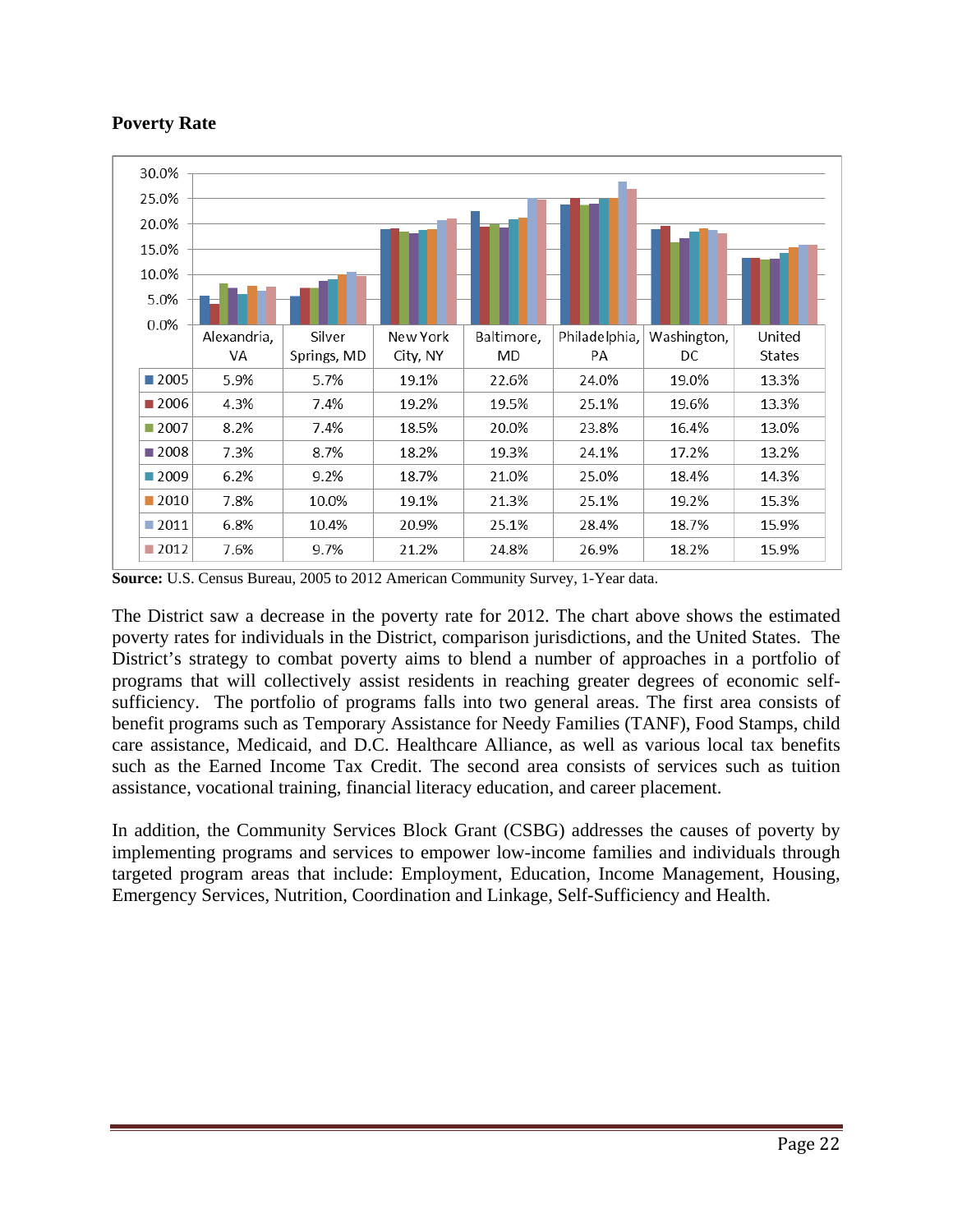**Poverty Rate**

| | Alexandria, VA | Silver Springs, MD | New York City, NY | Baltimore, MD | Philadelphia, PA | Washington, DC | United States |
|---|---|---|---|---|---|---|---|
| 2005 | 5.9% | 5.7% | 19.1% | 22.6% | 24.0% | 19.0% | 13.3% |
| 2006 | 4.3% | 7.4% | 19.2% | 19.5% | 25.1% | 19.6% | 13.3% |
| 2007 | 8.2% | 7.4% | 18.5% | 20.0% | 23.8% | 16.4% | 13.0% |
| 2008 | 7.3% | 8.7% | 18.2% | 19.3% | 24.1% | 17.2% | 13.2% |
| 2009 | 6.2% | 9.2% | 18.7% | 21.0% | 25.0% | 18.4% | 14.3% |
| 2010 | 7.8% | 10.0% | 19.1% | 21.3% | 25.1% | 19.2% | 15.3% |
| 2011 | 6.8% | 10.4% | 20.9% | 25.1% | 28.4% | 18.7% | 15.9% |
| 2012 | 7.6% | 9.7% | 21.2% | 24.8% | 26.9% | 18.2% | 15.9% |

**Source:** U.S. Census Bureau, 2005 to 2012 American Community Survey, 1-Year data.

The District saw a decrease in the poverty rate for 2012. The chart above shows the estimated poverty rates for individuals in the District, comparison jurisdictions, and the United States. The District's strategy to combat poverty aims to blend a number of approaches in a portfolio of programs that will collectively assist residents in reaching greater degrees of economic self-sufficiency. The portfolio of programs falls into two general areas. The first area consists of benefit programs such as Temporary Assistance for Needy Families (TANF), Food Stamps, child care assistance, Medicaid, and D.C. Healthcare Alliance, as well as various local tax benefits such as the Earned Income Tax Credit. The second area consists of services such as tuition assistance, vocational training, financial literacy education, and career placement.

In addition, the Community Services Block Grant (CSBG) addresses the causes of poverty by implementing programs and services to empower low-income families and individuals through targeted program areas that include: Employment, Education, Income Management, Housing, Emergency Services, Nutrition, Coordination and Linkage, Self-Sufficiency and Health.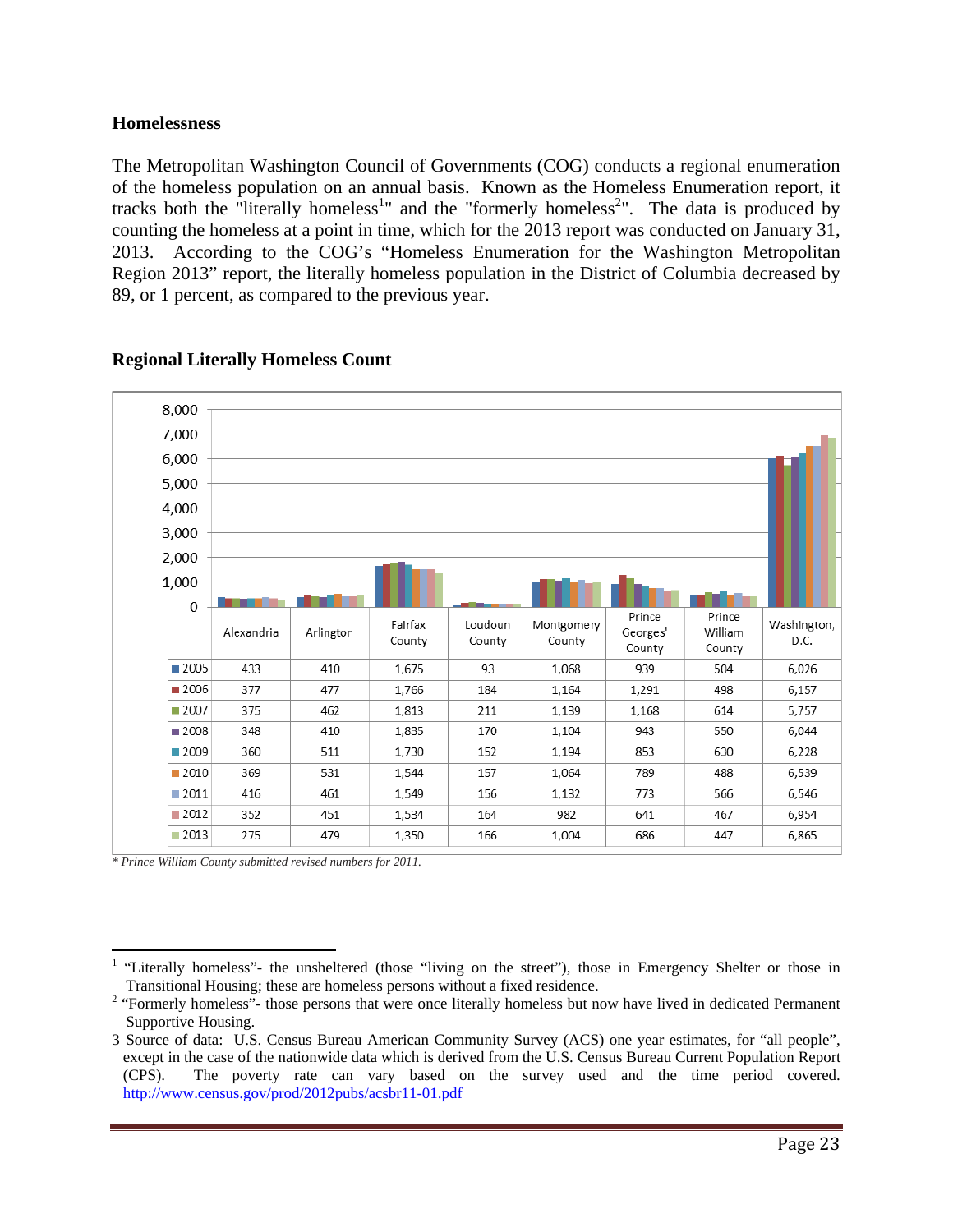## Homelessness

The Metropolitan Washington Council of Governments (COG) conducts a regional enumeration of the homeless population on an annual basis. Known as the Homeless Enumeration report, it tracks both the "literally homeless[1]" and the "formerly homeless[2]". The data is produced by counting the homeless at a point in time, which for the 2013 report was conducted on January 31, 2013. According to the COG's "Homeless Enumeration for the Washington Metropolitan Region 2013" report, the literally homeless population in the District of Columbia decreased by 89, or 1 percent, as compared to the previous year.

### Regional Literally Homeless Count

| | Alexandria | Arlington | Fairfax County | Loudoun County | Montgomery County | Prince Georges' County | Prince William County | Washington, D.C. |
|---|---|---|---|---|---|---|---|---|
| 2005 | 433 | 410 | 1,675 | 93 | 1,068 | 939 | 504 | 6,026 |
| 2006 | 377 | 477 | 1,766 | 184 | 1,164 | 1,291 | 498 | 6,157 |
| 2007 | 375 | 462 | 1,813 | 211 | 1,139 | 1,168 | 614 | 5,757 |
| 2008 | 348 | 410 | 1,835 | 170 | 1,104 | 943 | 550 | 6,044 |
| 2009 | 360 | 511 | 1,730 | 152 | 1,194 | 853 | 630 | 6,228 |
| 2010 | 369 | 531 | 1,544 | 157 | 1,064 | 789 | 488 | 6,539 |
| 2011 | 416 | 461 | 1,549 | 156 | 1,132 | 773 | 566 | 6,546 |
| 2012 | 352 | 451 | 1,534 | 164 | 982 | 641 | 467 | 6,954 |
| 2013 | 275 | 479 | 1,350 | 166 | 1,004 | 686 | 447 | 6,865 |

*\* Prince William County submitted revised numbers for 2011.*

---

[1] "Literally homeless"- the unsheltered (those "living on the street"), those in Emergency Shelter or those in Transitional Housing; these are homeless persons without a fixed residence.

[2] "Formerly homeless"- those persons that were once literally homeless but now have lived in dedicated Permanent Supportive Housing.

3 Source of data: U.S. Census Bureau American Community Survey (ACS) one year estimates, for "all people", except in the case of the nationwide data which is derived from the U.S. Census Bureau Current Population Report (CPS). The poverty rate can vary based on the survey used and the time period covered. http://www.census.gov/prod/2012pubs/acsbr11-01.pdf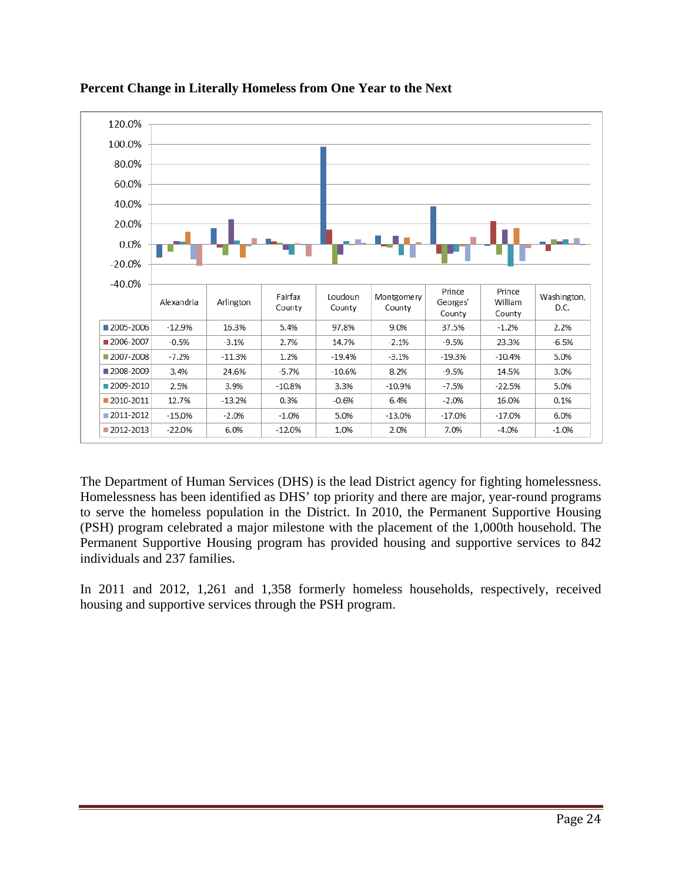**Percent Change in Literally Homeless from One Year to the Next**

| | Alexandria | Arlington | Fairfax County | Loudoun County | Montgomery County | Prince Georges' County | Prince William County | Washington, D.C. |
|---|---|---|---|---|---|---|---|---|
| 2005-2006 | -12.9% | 16.3% | 5.4% | 97.8% | 9.0% | 37.5% | -1.2% | 2.2% |
| 2006-2007 | -0.5% | -3.1% | 2.7% | 14.7% | -2.1% | -9.5% | 23.3% | -6.5% |
| 2007-2008 | -7.2% | -11.3% | 1.2% | -19.4% | -3.1% | -19.3% | -10.4% | 5.0% |
| 2008-2009 | 3.4% | 24.6% | -5.7% | -10.6% | 8.2% | -9.5% | 14.5% | 3.0% |
| 2009-2010 | 2.5% | 3.9% | -10.8% | 3.3% | -10.9% | -7.5% | -22.5% | 5.0% |
| 2010-2011 | 12.7% | -13.2% | 0.3% | -0.6% | 6.4% | -2.0% | 16.0% | 0.1% |
| 2011-2012 | -15.0% | -2.0% | -1.0% | 5.0% | -13.0% | -17.0% | -17.0% | 6.0% |
| 2012-2013 | -22.0% | 6.0% | -12.0% | 1.0% | 2.0% | 7.0% | -4.0% | -1.0% |

The Department of Human Services (DHS) is the lead District agency for fighting homelessness. Homelessness has been identified as DHS' top priority and there are major, year-round programs to serve the homeless population in the District. In 2010, the Permanent Supportive Housing (PSH) program celebrated a major milestone with the placement of the 1,000th household. The Permanent Supportive Housing program has provided housing and supportive services to 842 individuals and 237 families.

In 2011 and 2012, 1,261 and 1,358 formerly homeless households, respectively, received housing and supportive services through the PSH program.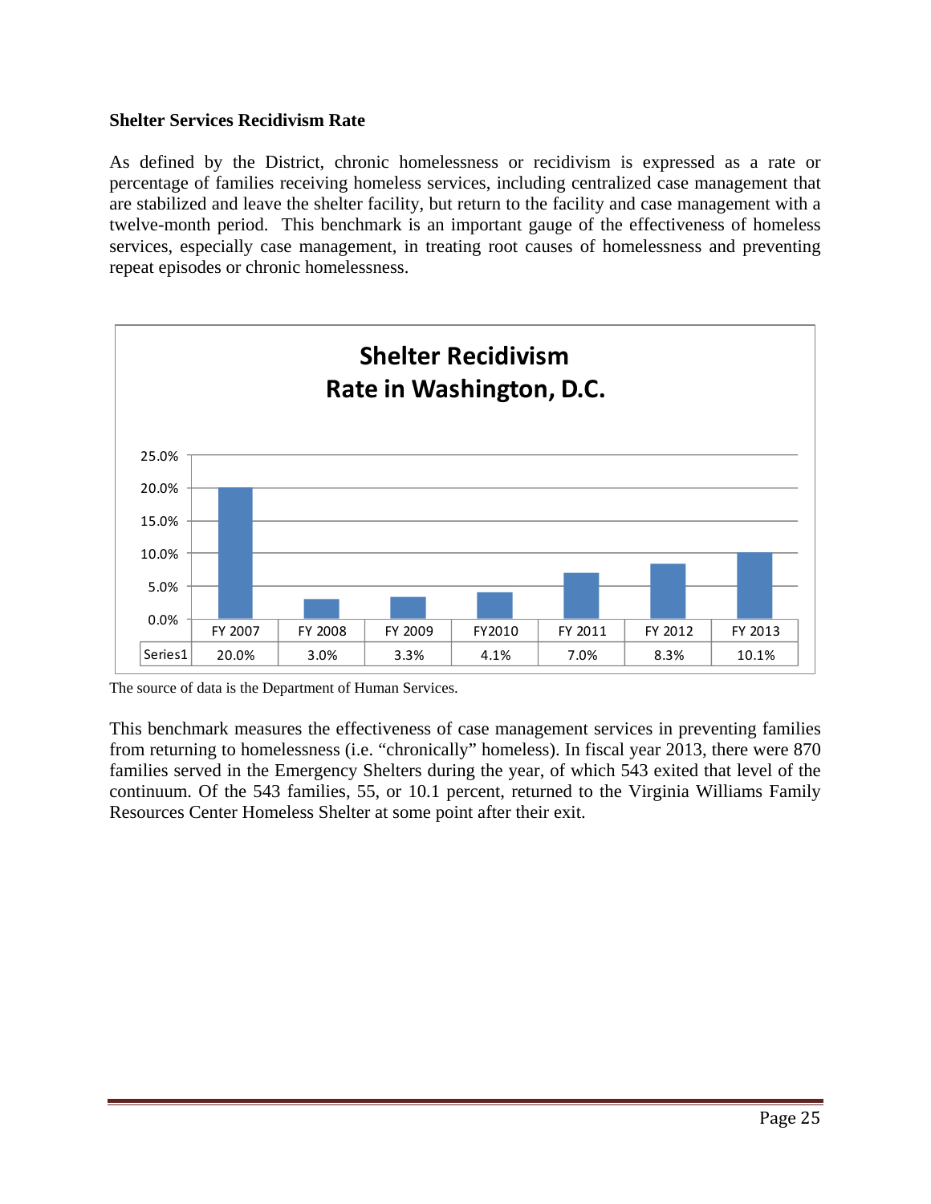**Shelter Services Recidivism Rate**

As defined by the District, chronic homelessness or recidivism is expressed as a rate or percentage of families receiving homeless services, including centralized case management that are stabilized and leave the shelter facility, but return to the facility and case management with a twelve-month period. This benchmark is an important gauge of the effectiveness of homeless services, especially case management, in treating root causes of homelessness and preventing repeat episodes or chronic homelessness.

**Shelter Recidivism Rate in Washington, D.C.**

| | FY 2007 | FY 2008 | FY 2009 | FY2010 | FY 2011 | FY 2012 | FY 2013 |
|---|---|---|---|---|---|---|---|
| Series1 | 20.0% | 3.0% | 3.3% | 4.1% | 7.0% | 8.3% | 10.1% |

The source of data is the Department of Human Services.

This benchmark measures the effectiveness of case management services in preventing families from returning to homelessness (i.e. "chronically" homeless). In fiscal year 2013, there were 870 families served in the Emergency Shelters during the year, of which 543 exited that level of the continuum. Of the 543 families, 55, or 10.1 percent, returned to the Virginia Williams Family Resources Center Homeless Shelter at some point after their exit.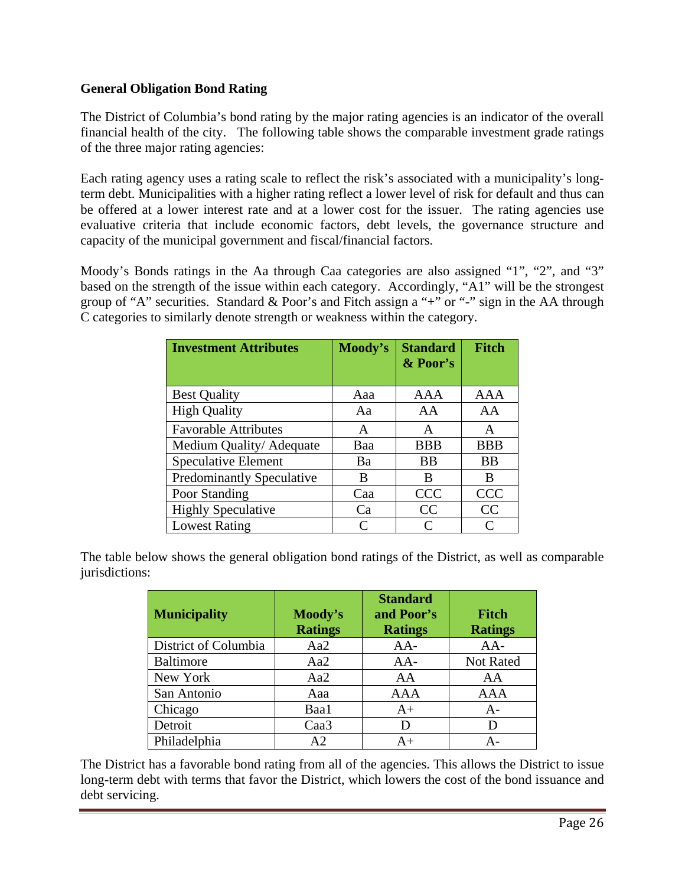## General Obligation Bond Rating

The District of Columbia's bond rating by the major rating agencies is an indicator of the overall financial health of the city. The following table shows the comparable investment grade ratings of the three major rating agencies:

Each rating agency uses a rating scale to reflect the risk's associated with a municipality's long-term debt. Municipalities with a higher rating reflect a lower level of risk for default and thus can be offered at a lower interest rate and at a lower cost for the issuer. The rating agencies use evaluative criteria that include economic factors, debt levels, the governance structure and capacity of the municipal government and fiscal/financial factors.

Moody's Bonds ratings in the Aa through Caa categories are also assigned "1", "2", and "3" based on the strength of the issue within each category. Accordingly, "A1" will be the strongest group of "A" securities. Standard & Poor's and Fitch assign a "+" or "-" sign in the AA through C categories to similarly denote strength or weakness within the category.

| Investment Attributes | Moody's | Standard & Poor's | Fitch |
|---|---|---|---|
| Best Quality | Aaa | AAA | AAA |
| High Quality | Aa | AA | AA |
| Favorable Attributes | A | A | A |
| Medium Quality/ Adequate | Baa | BBB | BBB |
| Speculative Element | Ba | BB | BB |
| Predominantly Speculative | B | B | B |
| Poor Standing | Caa | CCC | CCC |
| Highly Speculative | Ca | CC | CC |
| Lowest Rating | C | C | C |

The table below shows the general obligation bond ratings of the District, as well as comparable jurisdictions:

| Municipality | Moody's Ratings | Standard and Poor's Ratings | Fitch Ratings |
|---|---|---|---|
| District of Columbia | Aa2 | AA- | AA- |
| Baltimore | Aa2 | AA- | Not Rated |
| New York | Aa2 | AA | AA |
| San Antonio | Aaa | AAA | AAA |
| Chicago | Baa1 | A+ | A- |
| Detroit | Caa3 | D | D |
| Philadelphia | A2 | A+ | A- |

The District has a favorable bond rating from all of the agencies. This allows the District to issue long-term debt with terms that favor the District, which lowers the cost of the bond issuance and debt servicing.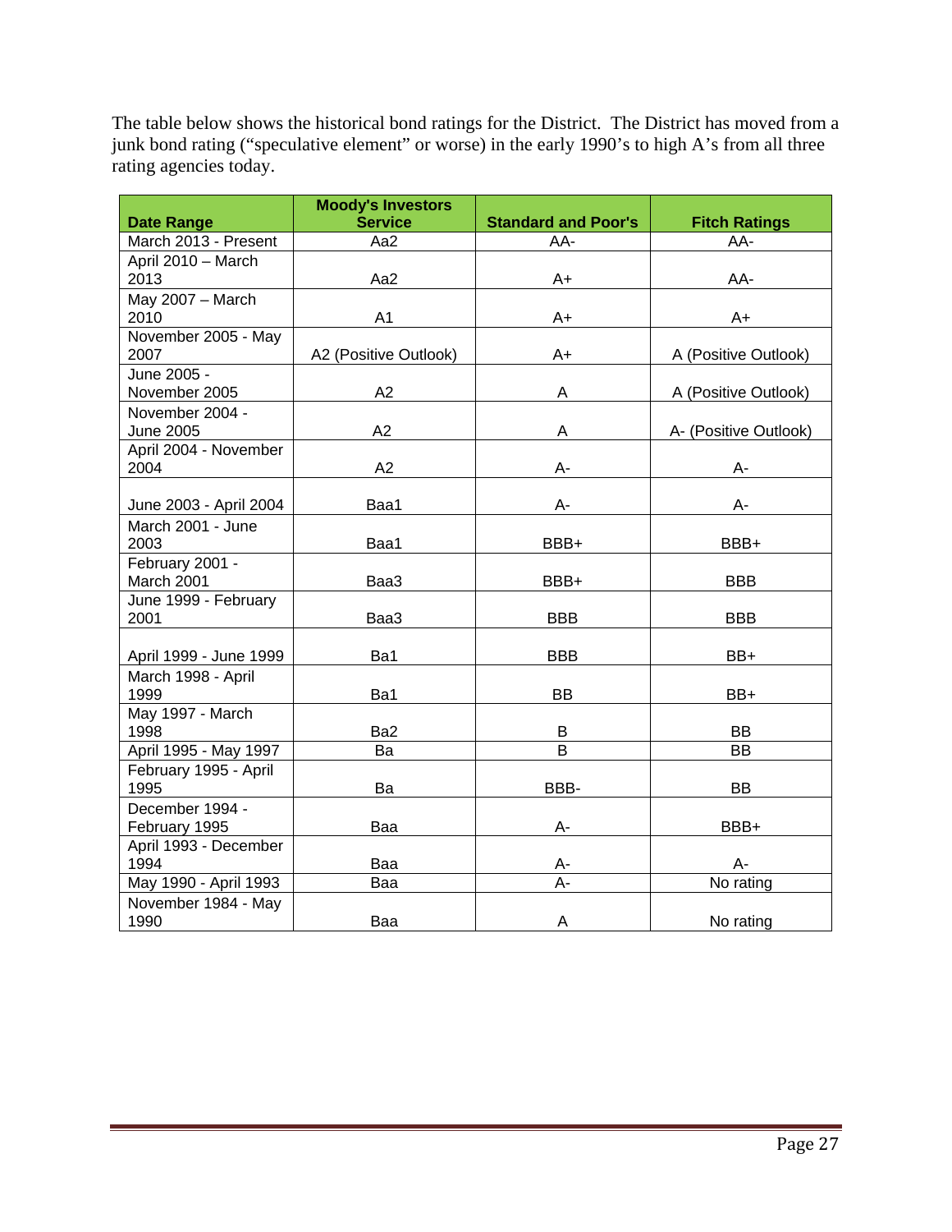The table below shows the historical bond ratings for the District. The District has moved from a junk bond rating ("speculative element" or worse) in the early 1990's to high A's from all three rating agencies today.

| Date Range | Moody's Investors Service | Standard and Poor's | Fitch Ratings |
|---|---|---|---|
| March 2013 - Present | Aa2 | AA- | AA- |
| April 2010 – March 2013 | Aa2 | A+ | AA- |
| May 2007 – March 2010 | A1 | A+ | A+ |
| November 2005 - May 2007 | A2 (Positive Outlook) | A+ | A (Positive Outlook) |
| June 2005 - November 2005 | A2 | A | A (Positive Outlook) |
| November 2004 - June 2005 | A2 | A | A- (Positive Outlook) |
| April 2004 - November 2004 | A2 | A- | A- |
| June 2003 - April 2004 | Baa1 | A- | A- |
| March 2001 - June 2003 | Baa1 | BBB+ | BBB+ |
| February 2001 - March 2001 | Baa3 | BBB+ | BBB |
| June 1999 - February 2001 | Baa3 | BBB | BBB |
| April 1999 - June 1999 | Ba1 | BBB | BB+ |
| March 1998 - April 1999 | Ba1 | BB | BB+ |
| May 1997 - March 1998 | Ba2 | B | BB |
| April 1995 - May 1997 | Ba | B | BB |
| February 1995 - April 1995 | Ba | BBB- | BB |
| December 1994 - February 1995 | Baa | A- | BBB+ |
| April 1993 - December 1994 | Baa | A- | A- |
| May 1990 - April 1993 | Baa | A- | No rating |
| November 1984 - May 1990 | Baa | A | No rating |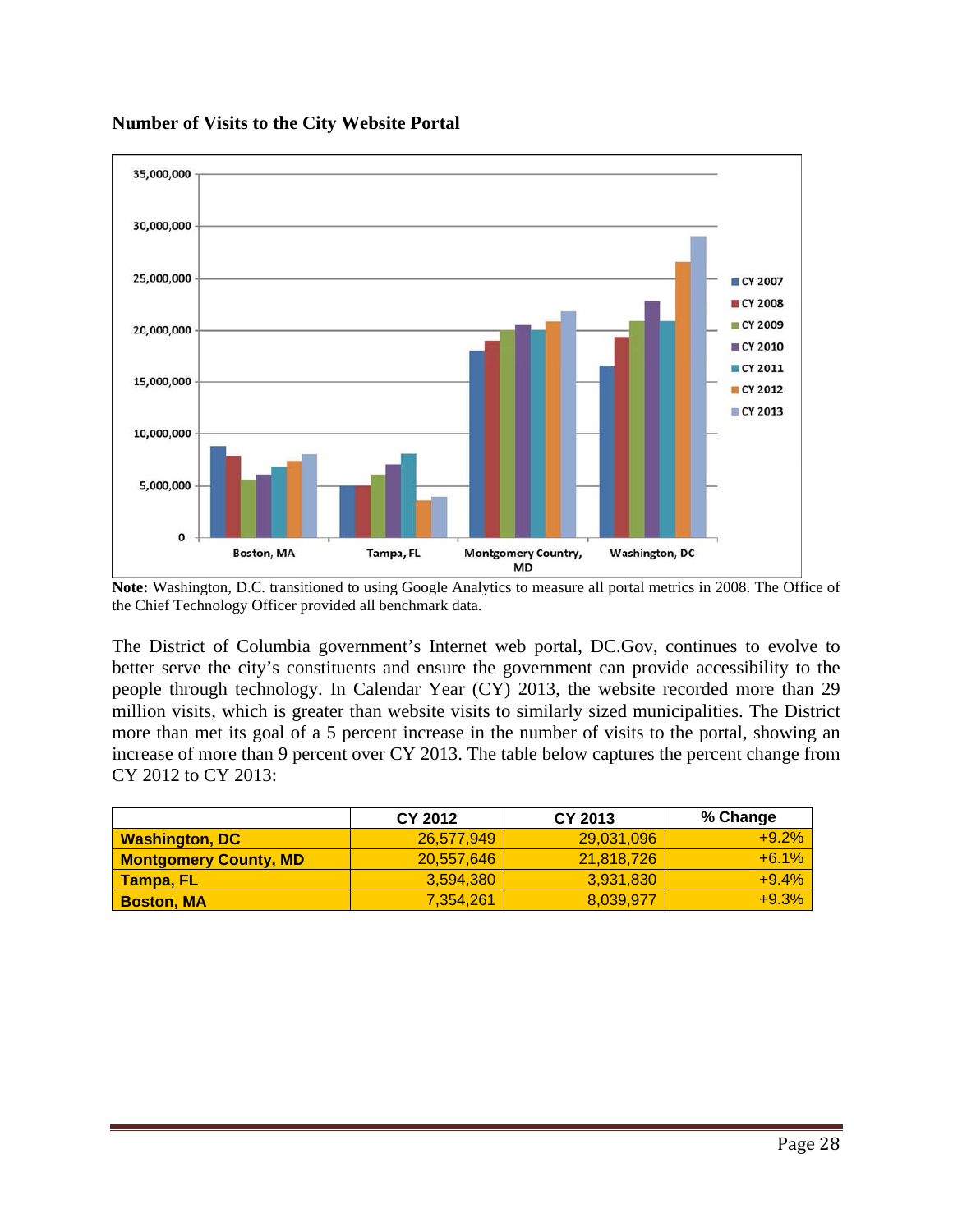**Number of Visits to the City Website Portal**

**Note:** Washington, D.C. transitioned to using Google Analytics to measure all portal metrics in 2008. The Office of the Chief Technology Officer provided all benchmark data.

The District of Columbia government's Internet web portal, DC.Gov, continues to evolve to better serve the city's constituents and ensure the government can provide accessibility to the people through technology. In Calendar Year (CY) 2013, the website recorded more than 29 million visits, which is greater than website visits to similarly sized municipalities. The District more than met its goal of a 5 percent increase in the number of visits to the portal, showing an increase of more than 9 percent over CY 2013. The table below captures the percent change from CY 2012 to CY 2013:

| | CY 2012 | CY 2013 | % Change |
|---|---|---|---|
| **Washington, DC** | 26,577,949 | 29,031,096 | +9.2% |
| **Montgomery County, MD** | 20,557,646 | 21,818,726 | +6.1% |
| **Tampa, FL** | 3,594,380 | 3,931,830 | +9.4% |
| **Boston, MA** | 7,354,261 | 8,039,977 | +9.3% |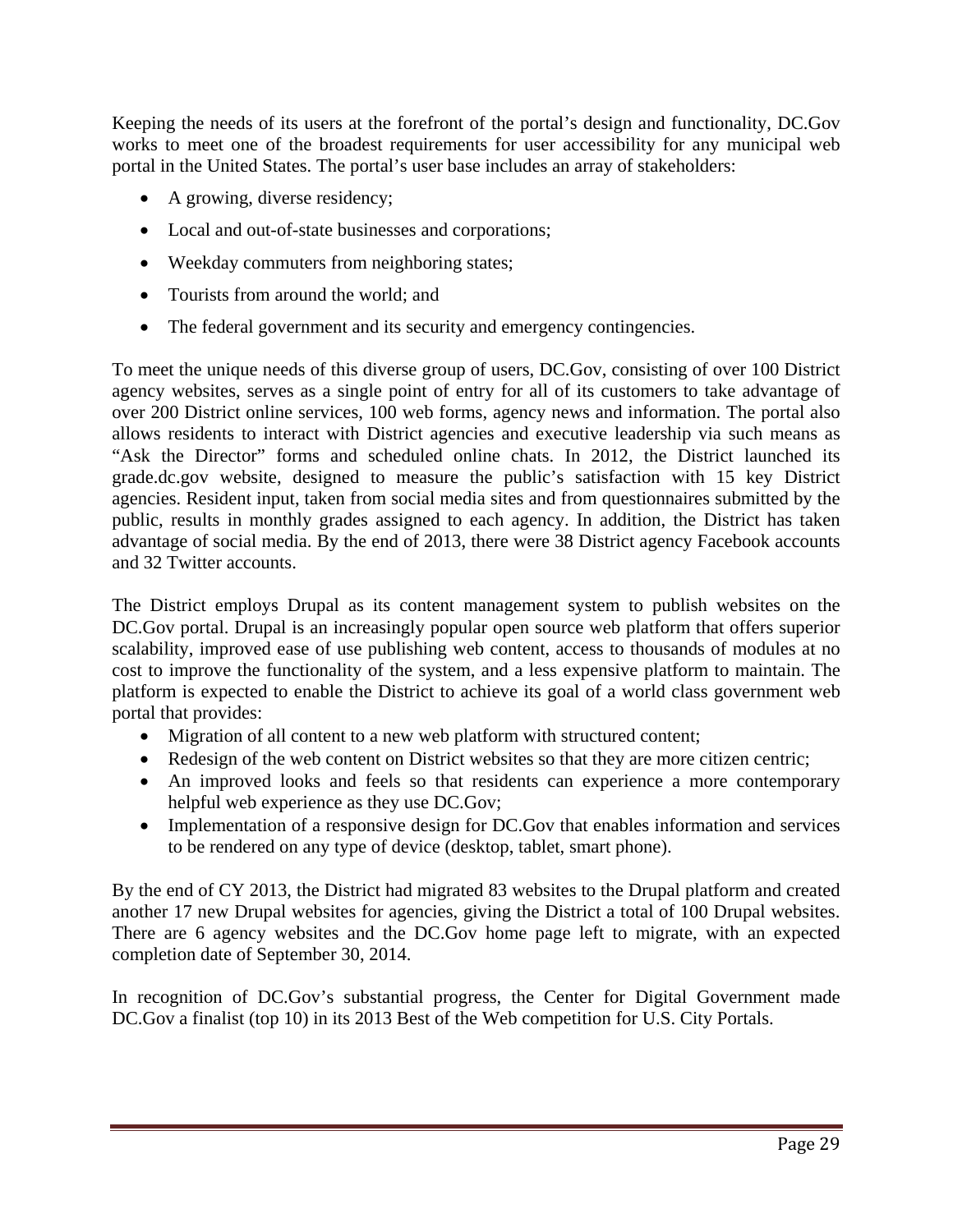Keeping the needs of its users at the forefront of the portal's design and functionality, DC.Gov works to meet one of the broadest requirements for user accessibility for any municipal web portal in the United States. The portal's user base includes an array of stakeholders:

- A growing, diverse residency;
- Local and out-of-state businesses and corporations;
- Weekday commuters from neighboring states;
- Tourists from around the world; and
- The federal government and its security and emergency contingencies.

To meet the unique needs of this diverse group of users, DC.Gov, consisting of over 100 District agency websites, serves as a single point of entry for all of its customers to take advantage of over 200 District online services, 100 web forms, agency news and information. The portal also allows residents to interact with District agencies and executive leadership via such means as "Ask the Director" forms and scheduled online chats. In 2012, the District launched its grade.dc.gov website, designed to measure the public's satisfaction with 15 key District agencies. Resident input, taken from social media sites and from questionnaires submitted by the public, results in monthly grades assigned to each agency. In addition, the District has taken advantage of social media. By the end of 2013, there were 38 District agency Facebook accounts and 32 Twitter accounts.

The District employs Drupal as its content management system to publish websites on the DC.Gov portal. Drupal is an increasingly popular open source web platform that offers superior scalability, improved ease of use publishing web content, access to thousands of modules at no cost to improve the functionality of the system, and a less expensive platform to maintain. The platform is expected to enable the District to achieve its goal of a world class government web portal that provides:

- Migration of all content to a new web platform with structured content;
- Redesign of the web content on District websites so that they are more citizen centric;
- An improved looks and feels so that residents can experience a more contemporary helpful web experience as they use DC.Gov;
- Implementation of a responsive design for DC.Gov that enables information and services to be rendered on any type of device (desktop, tablet, smart phone).

By the end of CY 2013, the District had migrated 83 websites to the Drupal platform and created another 17 new Drupal websites for agencies, giving the District a total of 100 Drupal websites. There are 6 agency websites and the DC.Gov home page left to migrate, with an expected completion date of September 30, 2014.

In recognition of DC.Gov's substantial progress, the Center for Digital Government made DC.Gov a finalist (top 10) in its 2013 Best of the Web competition for U.S. City Portals.